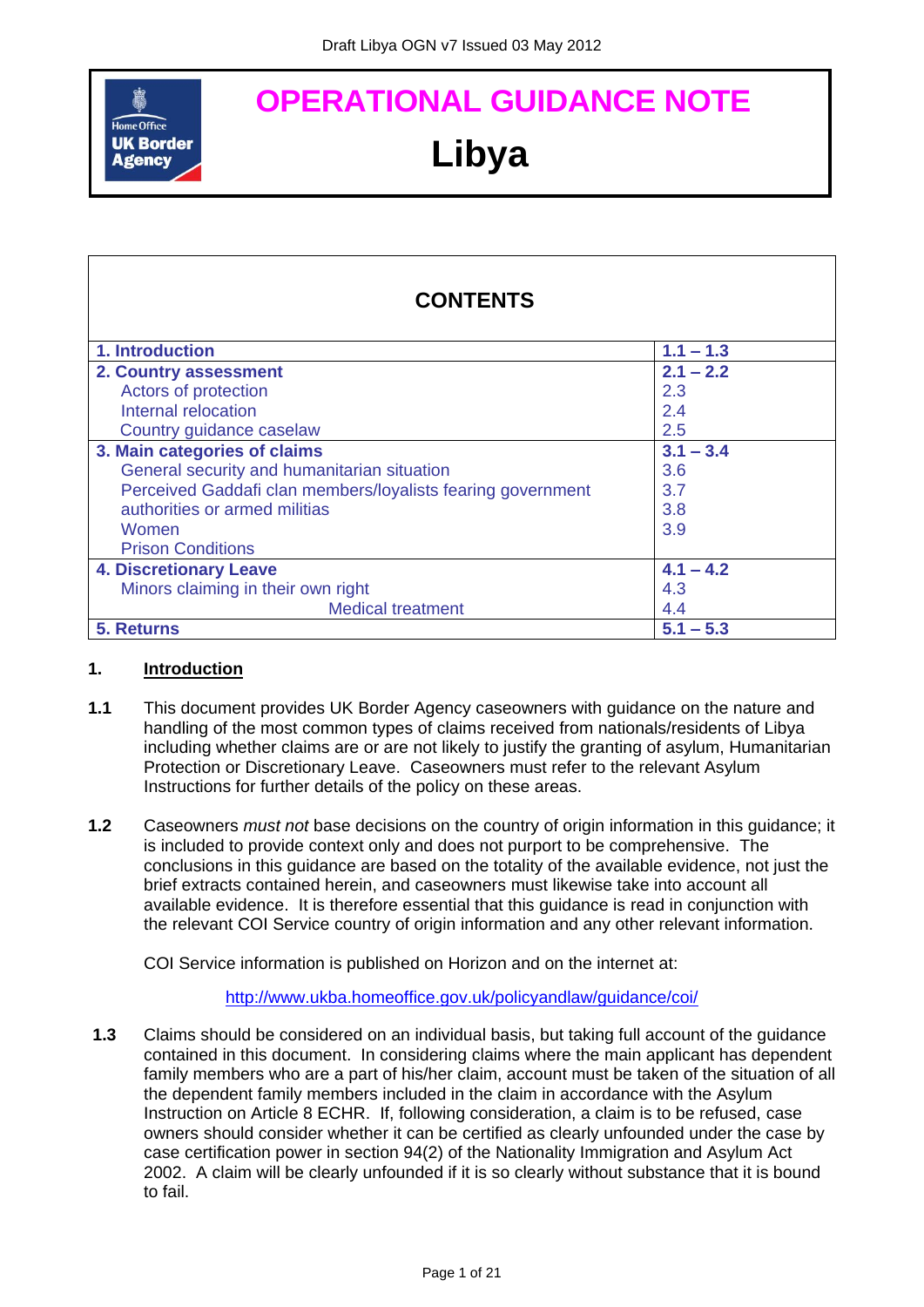# OPERATIONAL GUIDANCE NOTE

# Libya

## CONTENTS

| | |
|---|---|
| **1. Introduction** | **1.1 – 1.3** |
| **2. Country assessment** | **2.1 – 2.2** |
| Actors of protection | 2.3 |
| Internal relocation | 2.4 |
| Country guidance caselaw | 2.5 |
| **3. Main categories of claims** | **3.1 – 3.4** |
| General security and humanitarian situation | 3.6 |
| Perceived Gaddafi clan members/loyalists fearing government authorities or armed militias | 3.7 |
| Women | 3.8 |
| Prison Conditions | 3.9 |
| **4. Discretionary Leave** | **4.1 – 4.2** |
| Minors claiming in their own right | 4.3 |
| Medical treatment | 4.4 |
| **5. Returns** | **5.1 – 5.3** |

## 1. Introduction

**1.1** This document provides UK Border Agency caseowners with guidance on the nature and handling of the most common types of claims received from nationals/residents of Libya including whether claims are or are not likely to justify the granting of asylum, Humanitarian Protection or Discretionary Leave. Caseowners must refer to the relevant Asylum Instructions for further details of the policy on these areas.

**1.2** Caseowners *must not* base decisions on the country of origin information in this guidance; it is included to provide context only and does not purport to be comprehensive. The conclusions in this guidance are based on the totality of the available evidence, not just the brief extracts contained herein, and caseowners must likewise take into account all available evidence. It is therefore essential that this guidance is read in conjunction with the relevant COI Service country of origin information and any other relevant information.

COI Service information is published on Horizon and on the internet at:

http://www.ukba.homeoffice.gov.uk/policyandlaw/guidance/coi/

**1.3** Claims should be considered on an individual basis, but taking full account of the guidance contained in this document. In considering claims where the main applicant has dependent family members who are a part of his/her claim, account must be taken of the situation of all the dependent family members included in the claim in accordance with the Asylum Instruction on Article 8 ECHR. If, following consideration, a claim is to be refused, case owners should consider whether it can be certified as clearly unfounded under the case by case certification power in section 94(2) of the Nationality Immigration and Asylum Act 2002. A claim will be clearly unfounded if it is so clearly without substance that it is bound to fail.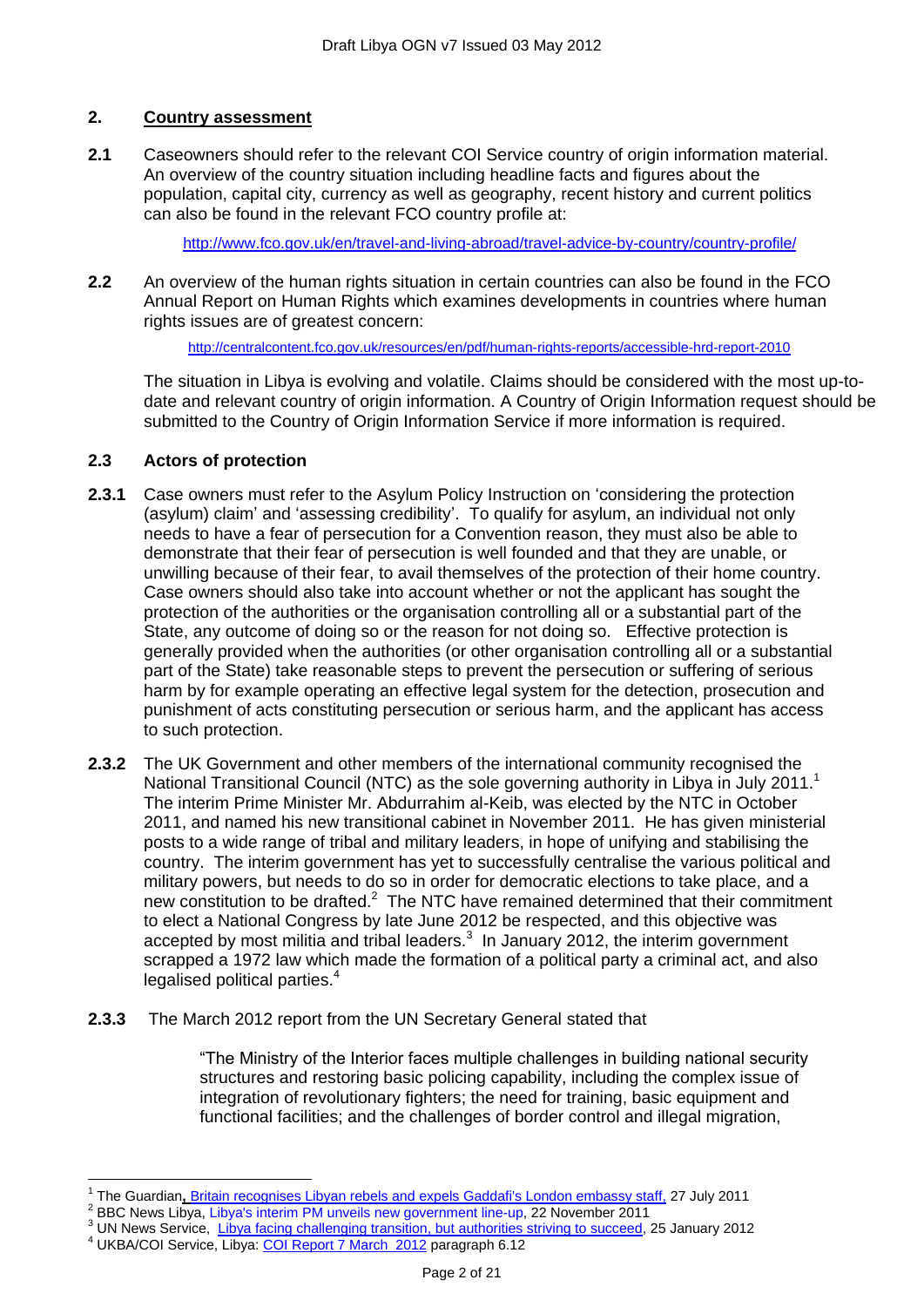## 2. Country assessment

**2.1** Caseowners should refer to the relevant COI Service country of origin information material. An overview of the country situation including headline facts and figures about the population, capital city, currency as well as geography, recent history and current politics can also be found in the relevant FCO country profile at:

http://www.fco.gov.uk/en/travel-and-living-abroad/travel-advice-by-country/country-profile/

**2.2** An overview of the human rights situation in certain countries can also be found in the FCO Annual Report on Human Rights which examines developments in countries where human rights issues are of greatest concern:

http://centralcontent.fco.gov.uk/resources/en/pdf/human-rights-reports/accessible-hrd-report-2010

The situation in Libya is evolving and volatile. Claims should be considered with the most up-to-date and relevant country of origin information. A Country of Origin Information request should be submitted to the Country of Origin Information Service if more information is required.

### 2.3 Actors of protection

**2.3.1** Case owners must refer to the Asylum Policy Instruction on 'considering the protection (asylum) claim' and 'assessing credibility'. To qualify for asylum, an individual not only needs to have a fear of persecution for a Convention reason, they must also be able to demonstrate that their fear of persecution is well founded and that they are unable, or unwilling because of their fear, to avail themselves of the protection of their home country. Case owners should also take into account whether or not the applicant has sought the protection of the authorities or the organisation controlling all or a substantial part of the State, any outcome of doing so or the reason for not doing so. Effective protection is generally provided when the authorities (or other organisation controlling all or a substantial part of the State) take reasonable steps to prevent the persecution or suffering of serious harm by for example operating an effective legal system for the detection, prosecution and punishment of acts constituting persecution or serious harm, and the applicant has access to such protection.

**2.3.2** The UK Government and other members of the international community recognised the National Transitional Council (NTC) as the sole governing authority in Libya in July 2011.[1] The interim Prime Minister Mr. Abdurrahim al-Keib, was elected by the NTC in October 2011, and named his new transitional cabinet in November 2011. He has given ministerial posts to a wide range of tribal and military leaders, in hope of unifying and stabilising the country. The interim government has yet to successfully centralise the various political and military powers, but needs to do so in order for democratic elections to take place, and a new constitution to be drafted.[2] The NTC have remained determined that their commitment to elect a National Congress by late June 2012 be respected, and this objective was accepted by most militia and tribal leaders.[3] In January 2012, the interim government scrapped a 1972 law which made the formation of a political party a criminal act, and also legalised political parties.[4]

**2.3.3** The March 2012 report from the UN Secretary General stated that

> "The Ministry of the Interior faces multiple challenges in building national security structures and restoring basic policing capability, including the complex issue of integration of revolutionary fighters; the need for training, basic equipment and functional facilities; and the challenges of border control and illegal migration,

---

[1] The Guardian, Britain recognises Libyan rebels and expels Gaddafi's London embassy staff, 27 July 2011
[2] BBC News Libya, Libya's interim PM unveils new government line-up, 22 November 2011
[3] UN News Service, Libya facing challenging transition, but authorities striving to succeed, 25 January 2012
[4] UKBA/COI Service, Libya: COI Report 7 March 2012 paragraph 6.12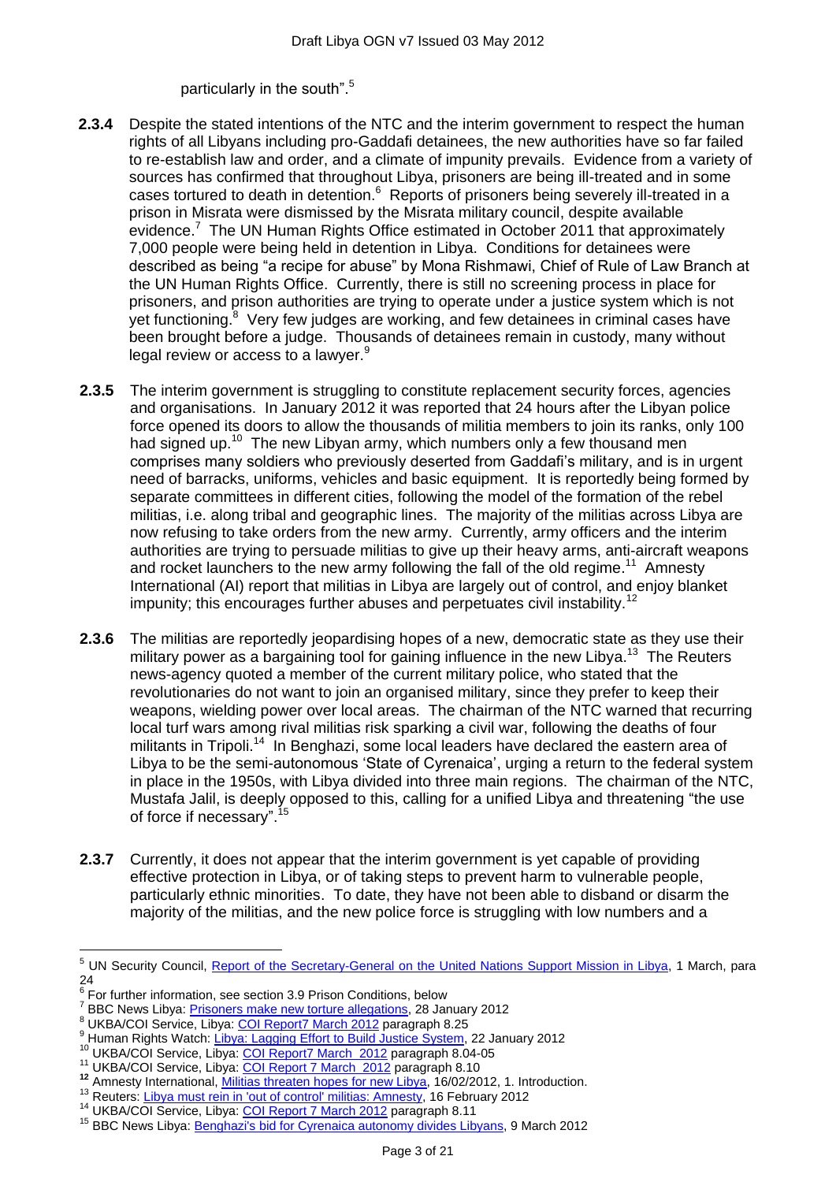particularly in the south".[5]

**2.3.4** Despite the stated intentions of the NTC and the interim government to respect the human rights of all Libyans including pro-Gaddafi detainees, the new authorities have so far failed to re-establish law and order, and a climate of impunity prevails. Evidence from a variety of sources has confirmed that throughout Libya, prisoners are being ill-treated and in some cases tortured to death in detention.[6] Reports of prisoners being severely ill-treated in a prison in Misrata were dismissed by the Misrata military council, despite available evidence.[7] The UN Human Rights Office estimated in October 2011 that approximately 7,000 people were being held in detention in Libya. Conditions for detainees were described as being "a recipe for abuse" by Mona Rishmawi, Chief of Rule of Law Branch at the UN Human Rights Office. Currently, there is still no screening process in place for prisoners, and prison authorities are trying to operate under a justice system which is not yet functioning.[8] Very few judges are working, and few detainees in criminal cases have been brought before a judge. Thousands of detainees remain in custody, many without legal review or access to a lawyer.[9]

**2.3.5** The interim government is struggling to constitute replacement security forces, agencies and organisations. In January 2012 it was reported that 24 hours after the Libyan police force opened its doors to allow the thousands of militia members to join its ranks, only 100 had signed up.[10] The new Libyan army, which numbers only a few thousand men comprises many soldiers who previously deserted from Gaddafi's military, and is in urgent need of barracks, uniforms, vehicles and basic equipment. It is reportedly being formed by separate committees in different cities, following the model of the formation of the rebel militias, i.e. along tribal and geographic lines. The majority of the militias across Libya are now refusing to take orders from the new army. Currently, army officers and the interim authorities are trying to persuade militias to give up their heavy arms, anti-aircraft weapons and rocket launchers to the new army following the fall of the old regime.[11] Amnesty International (AI) report that militias in Libya are largely out of control, and enjoy blanket impunity; this encourages further abuses and perpetuates civil instability.[12]

**2.3.6** The militias are reportedly jeopardising hopes of a new, democratic state as they use their military power as a bargaining tool for gaining influence in the new Libya.[13] The Reuters news-agency quoted a member of the current military police, who stated that the revolutionaries do not want to join an organised military, since they prefer to keep their weapons, wielding power over local areas. The chairman of the NTC warned that recurring local turf wars among rival militias risk sparking a civil war, following the deaths of four militants in Tripoli.[14] In Benghazi, some local leaders have declared the eastern area of Libya to be the semi-autonomous 'State of Cyrenaica', urging a return to the federal system in place in the 1950s, with Libya divided into three main regions. The chairman of the NTC, Mustafa Jalil, is deeply opposed to this, calling for a unified Libya and threatening "the use of force if necessary".[15]

**2.3.7** Currently, it does not appear that the interim government is yet capable of providing effective protection in Libya, or of taking steps to prevent harm to vulnerable people, particularly ethnic minorities. To date, they have not been able to disband or disarm the majority of the militias, and the new police force is struggling with low numbers and a

---

[5] UN Security Council, Report of the Secretary-General on the United Nations Support Mission in Libya, 1 March, para 24

[6] For further information, see section 3.9 Prison Conditions, below

[7] BBC News Libya: Prisoners make new torture allegations, 28 January 2012

[8] UKBA/COI Service, Libya: COI Report7 March 2012 paragraph 8.25

[9] Human Rights Watch: Libya: Lagging Effort to Build Justice System, 22 January 2012

[10] UKBA/COI Service, Libya: COI Report7 March 2012 paragraph 8.04-05

[11] UKBA/COI Service, Libya: COI Report 7 March 2012 paragraph 8.10

[12] Amnesty International, Militias threaten hopes for new Libya, 16/02/2012, 1. Introduction.

[13] Reuters: Libya must rein in 'out of control' militias: Amnesty, 16 February 2012

[14] UKBA/COI Service, Libya: COI Report 7 March 2012 paragraph 8.11

[15] BBC News Libya: Benghazi's bid for Cyrenaica autonomy divides Libyans, 9 March 2012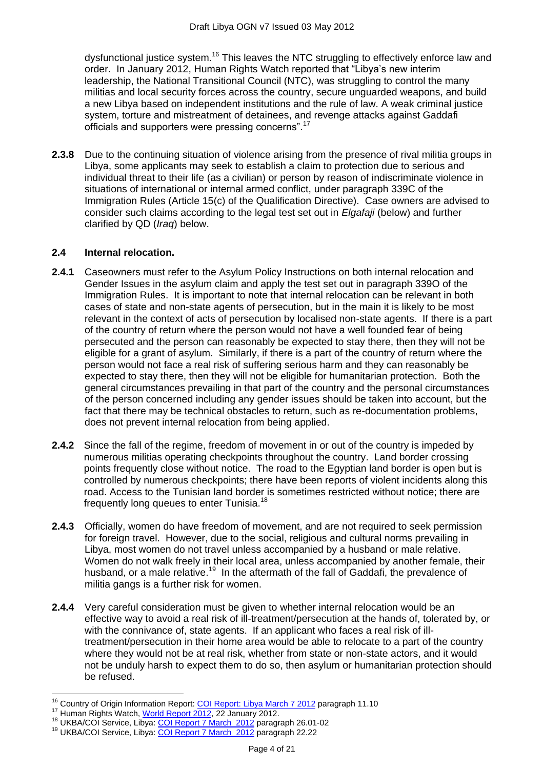dysfunctional justice system.[16] This leaves the NTC struggling to effectively enforce law and order. In January 2012, Human Rights Watch reported that "Libya's new interim leadership, the National Transitional Council (NTC), was struggling to control the many militias and local security forces across the country, secure unguarded weapons, and build a new Libya based on independent institutions and the rule of law. A weak criminal justice system, torture and mistreatment of detainees, and revenge attacks against Gaddafi officials and supporters were pressing concerns".[17]

**2.3.8** Due to the continuing situation of violence arising from the presence of rival militia groups in Libya, some applicants may seek to establish a claim to protection due to serious and individual threat to their life (as a civilian) or person by reason of indiscriminate violence in situations of international or internal armed conflict, under paragraph 339C of the Immigration Rules (Article 15(c) of the Qualification Directive). Case owners are advised to consider such claims according to the legal test set out in *Elgafaji* (below) and further clarified by QD (*Iraq*) below.

## 2.4 Internal relocation.

**2.4.1** Caseowners must refer to the Asylum Policy Instructions on both internal relocation and Gender Issues in the asylum claim and apply the test set out in paragraph 339O of the Immigration Rules. It is important to note that internal relocation can be relevant in both cases of state and non-state agents of persecution, but in the main it is likely to be most relevant in the context of acts of persecution by localised non-state agents. If there is a part of the country of return where the person would not have a well founded fear of being persecuted and the person can reasonably be expected to stay there, then they will not be eligible for a grant of asylum. Similarly, if there is a part of the country of return where the person would not face a real risk of suffering serious harm and they can reasonably be expected to stay there, then they will not be eligible for humanitarian protection. Both the general circumstances prevailing in that part of the country and the personal circumstances of the person concerned including any gender issues should be taken into account, but the fact that there may be technical obstacles to return, such as re-documentation problems, does not prevent internal relocation from being applied.

**2.4.2** Since the fall of the regime, freedom of movement in or out of the country is impeded by numerous militias operating checkpoints throughout the country. Land border crossing points frequently close without notice. The road to the Egyptian land border is open but is controlled by numerous checkpoints; there have been reports of violent incidents along this road. Access to the Tunisian land border is sometimes restricted without notice; there are frequently long queues to enter Tunisia.[18]

**2.4.3** Officially, women do have freedom of movement, and are not required to seek permission for foreign travel. However, due to the social, religious and cultural norms prevailing in Libya, most women do not travel unless accompanied by a husband or male relative. Women do not walk freely in their local area, unless accompanied by another female, their husband, or a male relative.[19] In the aftermath of the fall of Gaddafi, the prevalence of militia gangs is a further risk for women.

**2.4.4** Very careful consideration must be given to whether internal relocation would be an effective way to avoid a real risk of ill-treatment/persecution at the hands of, tolerated by, or with the connivance of, state agents. If an applicant who faces a real risk of ill-treatment/persecution in their home area would be able to relocate to a part of the country where they would not be at real risk, whether from state or non-state actors, and it would not be unduly harsh to expect them to do so, then asylum or humanitarian protection should be refused.

---

[16] Country of Origin Information Report: COI Report: Libya March 7 2012 paragraph 11.10
[17] Human Rights Watch, World Report 2012, 22 January 2012.
[18] UKBA/COI Service, Libya: COI Report 7 March 2012 paragraph 26.01-02
[19] UKBA/COI Service, Libya: COI Report 7 March 2012 paragraph 22.22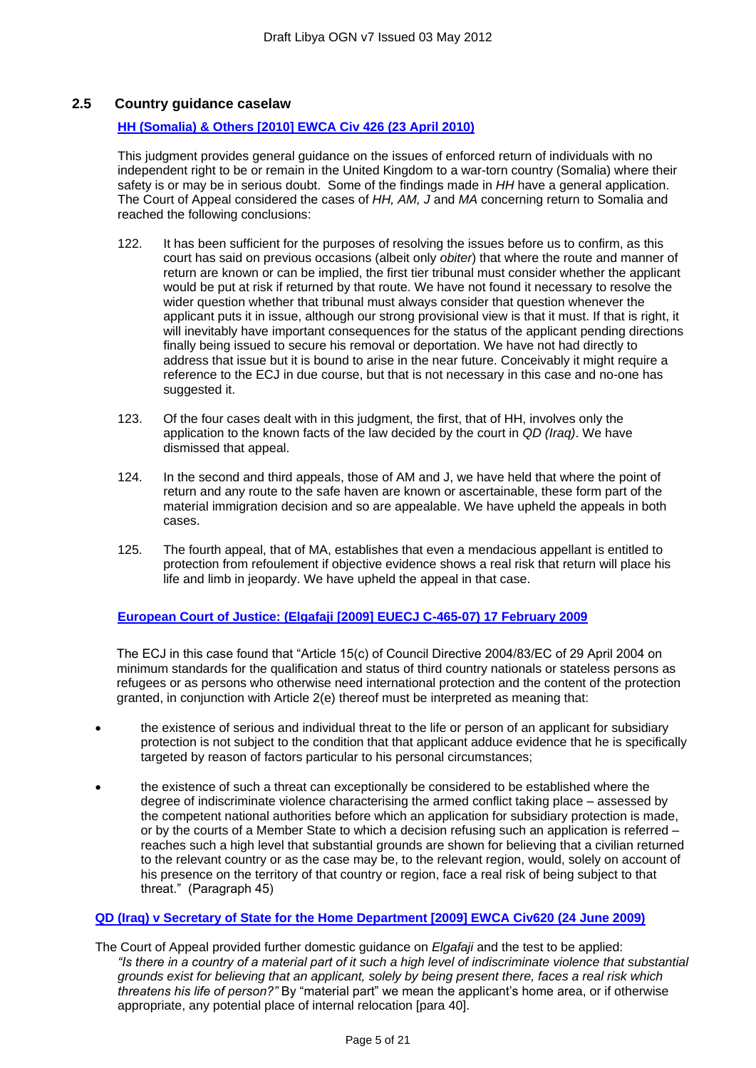## 2.5 Country guidance caselaw

**HH (Somalia) & Others [2010] EWCA Civ 426 (23 April 2010)**

This judgment provides general guidance on the issues of enforced return of individuals with no independent right to be or remain in the United Kingdom to a war-torn country (Somalia) where their safety is or may be in serious doubt. Some of the findings made in *HH* have a general application. The Court of Appeal considered the cases of *HH, AM, J* and *MA* concerning return to Somalia and reached the following conclusions:

122. It has been sufficient for the purposes of resolving the issues before us to confirm, as this court has said on previous occasions (albeit only *obiter*) that where the route and manner of return are known or can be implied, the first tier tribunal must consider whether the applicant would be put at risk if returned by that route. We have not found it necessary to resolve the wider question whether that tribunal must always consider that question whenever the applicant puts it in issue, although our strong provisional view is that it must. If that is right, it will inevitably have important consequences for the status of the applicant pending directions finally being issued to secure his removal or deportation. We have not had directly to address that issue but it is bound to arise in the near future. Conceivably it might require a reference to the ECJ in due course, but that is not necessary in this case and no-one has suggested it.

123. Of the four cases dealt with in this judgment, the first, that of HH, involves only the application to the known facts of the law decided by the court in *QD (Iraq)*. We have dismissed that appeal.

124. In the second and third appeals, those of AM and J, we have held that where the point of return and any route to the safe haven are known or ascertainable, these form part of the material immigration decision and so are appealable. We have upheld the appeals in both cases.

125. The fourth appeal, that of MA, establishes that even a mendacious appellant is entitled to protection from refoulement if objective evidence shows a real risk that return will place his life and limb in jeopardy. We have upheld the appeal in that case.

**European Court of Justice: (Elgafaji [2009] EUECJ C-465-07) 17 February 2009**

The ECJ in this case found that "Article 15(c) of Council Directive 2004/83/EC of 29 April 2004 on minimum standards for the qualification and status of third country nationals or stateless persons as refugees or as persons who otherwise need international protection and the content of the protection granted, in conjunction with Article 2(e) thereof must be interpreted as meaning that:

- the existence of serious and individual threat to the life or person of an applicant for subsidiary protection is not subject to the condition that that applicant adduce evidence that he is specifically targeted by reason of factors particular to his personal circumstances;

- the existence of such a threat can exceptionally be considered to be established where the degree of indiscriminate violence characterising the armed conflict taking place – assessed by the competent national authorities before which an application for subsidiary protection is made, or by the courts of a Member State to which a decision refusing such an application is referred – reaches such a high level that substantial grounds are shown for believing that a civilian returned to the relevant country or as the case may be, to the relevant region, would, solely on account of his presence on the territory of that country or region, face a real risk of being subject to that threat." (Paragraph 45)

**QD (Iraq) v Secretary of State for the Home Department [2009] EWCA Civ620 (24 June 2009)**

The Court of Appeal provided further domestic guidance on *Elgafaji* and the test to be applied:
*"Is there in a country of a material part of it such a high level of indiscriminate violence that substantial grounds exist for believing that an applicant, solely by being present there, faces a real risk which threatens his life of person?"* By "material part" we mean the applicant's home area, or if otherwise appropriate, any potential place of internal relocation [para 40].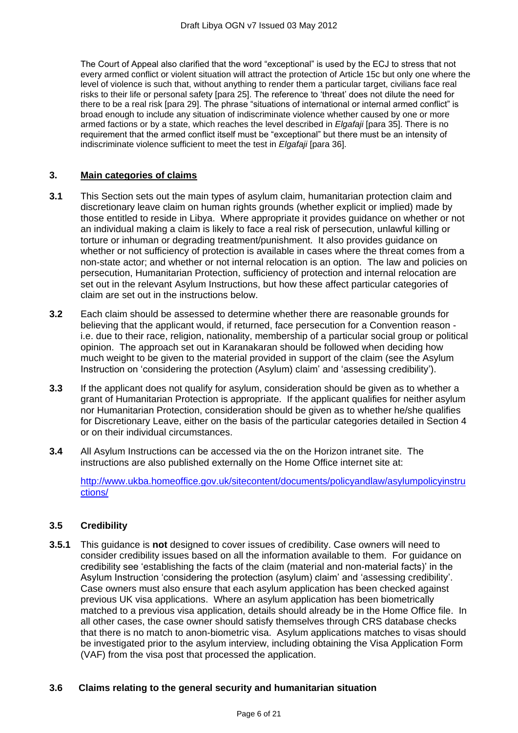The Court of Appeal also clarified that the word "exceptional" is used by the ECJ to stress that not every armed conflict or violent situation will attract the protection of Article 15c but only one where the level of violence is such that, without anything to render them a particular target, civilians face real risks to their life or personal safety [para 25]. The reference to 'threat' does not dilute the need for there to be a real risk [para 29]. The phrase "situations of international or internal armed conflict" is broad enough to include any situation of indiscriminate violence whether caused by one or more armed factions or by a state, which reaches the level described in *Elgafaji* [para 35]. There is no requirement that the armed conflict itself must be "exceptional" but there must be an intensity of indiscriminate violence sufficient to meet the test in *Elgafaji* [para 36].

## 3. Main categories of claims

**3.1** This Section sets out the main types of asylum claim, humanitarian protection claim and discretionary leave claim on human rights grounds (whether explicit or implied) made by those entitled to reside in Libya. Where appropriate it provides guidance on whether or not an individual making a claim is likely to face a real risk of persecution, unlawful killing or torture or inhuman or degrading treatment/punishment. It also provides guidance on whether or not sufficiency of protection is available in cases where the threat comes from a non-state actor; and whether or not internal relocation is an option. The law and policies on persecution, Humanitarian Protection, sufficiency of protection and internal relocation are set out in the relevant Asylum Instructions, but how these affect particular categories of claim are set out in the instructions below.

**3.2** Each claim should be assessed to determine whether there are reasonable grounds for believing that the applicant would, if returned, face persecution for a Convention reason - i.e. due to their race, religion, nationality, membership of a particular social group or political opinion. The approach set out in Karanakaran should be followed when deciding how much weight to be given to the material provided in support of the claim (see the Asylum Instruction on 'considering the protection (Asylum) claim' and 'assessing credibility').

**3.3** If the applicant does not qualify for asylum, consideration should be given as to whether a grant of Humanitarian Protection is appropriate. If the applicant qualifies for neither asylum nor Humanitarian Protection, consideration should be given as to whether he/she qualifies for Discretionary Leave, either on the basis of the particular categories detailed in Section 4 or on their individual circumstances.

**3.4** All Asylum Instructions can be accessed via the on the Horizon intranet site. The instructions are also published externally on the Home Office internet site at:

[http://www.ukba.homeoffice.gov.uk/sitecontent/documents/policyandlaw/asylumpolicyinstructions/](http://www.ukba.homeoffice.gov.uk/sitecontent/documents/policyandlaw/asylumpolicyinstructions/)

### 3.5 Credibility

**3.5.1** This guidance is **not** designed to cover issues of credibility. Case owners will need to consider credibility issues based on all the information available to them. For guidance on credibility see 'establishing the facts of the claim (material and non-material facts)' in the Asylum Instruction 'considering the protection (asylum) claim' and 'assessing credibility'. Case owners must also ensure that each asylum application has been checked against previous UK visa applications. Where an asylum application has been biometrically matched to a previous visa application, details should already be in the Home Office file. In all other cases, the case owner should satisfy themselves through CRS database checks that there is no match to anon-biometric visa. Asylum applications matches to visas should be investigated prior to the asylum interview, including obtaining the Visa Application Form (VAF) from the visa post that processed the application.

### 3.6 Claims relating to the general security and humanitarian situation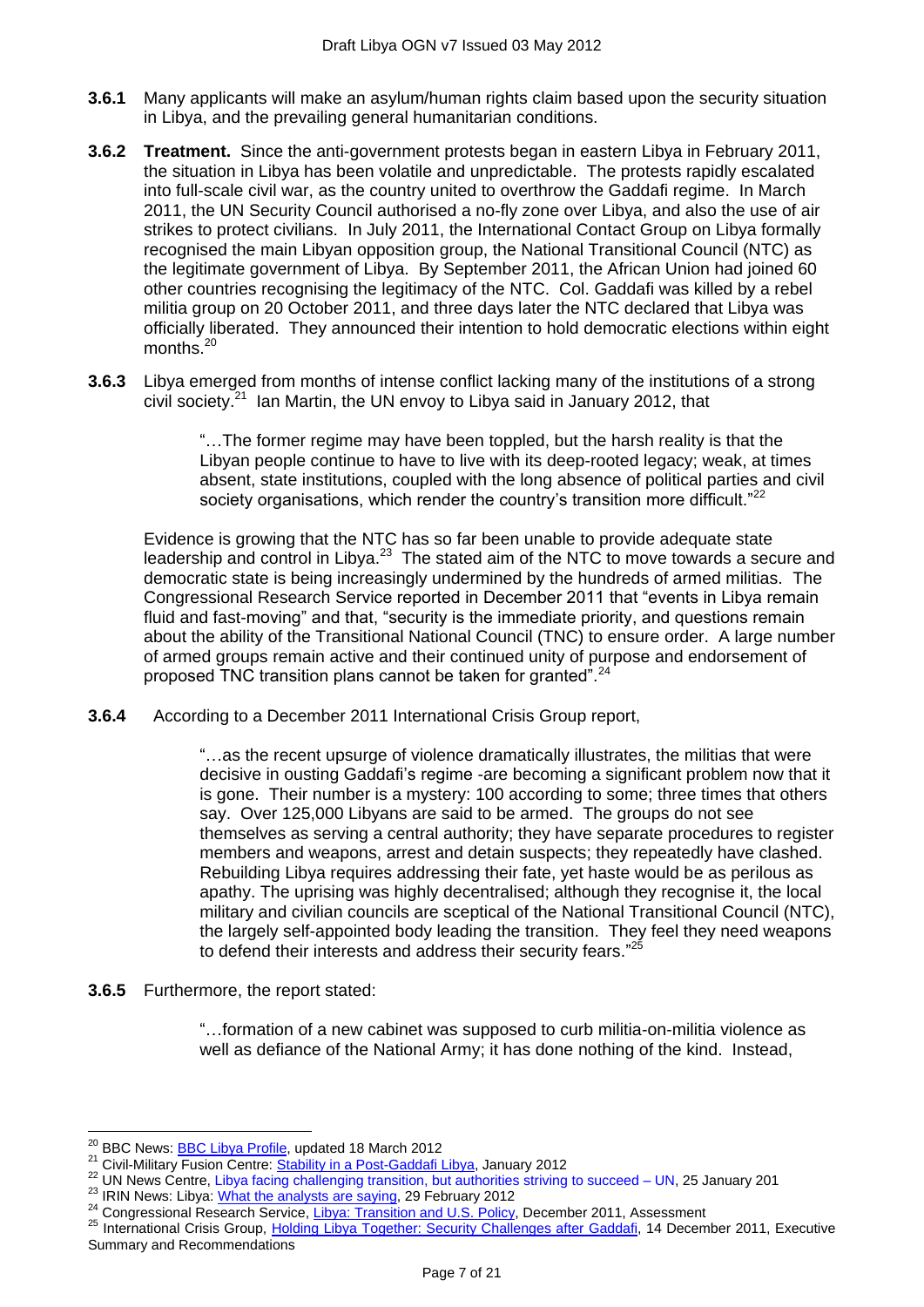**3.6.1** Many applicants will make an asylum/human rights claim based upon the security situation in Libya, and the prevailing general humanitarian conditions.

**3.6.2** **Treatment.** Since the anti-government protests began in eastern Libya in February 2011, the situation in Libya has been volatile and unpredictable. The protests rapidly escalated into full-scale civil war, as the country united to overthrow the Gaddafi regime. In March 2011, the UN Security Council authorised a no-fly zone over Libya, and also the use of air strikes to protect civilians. In July 2011, the International Contact Group on Libya formally recognised the main Libyan opposition group, the National Transitional Council (NTC) as the legitimate government of Libya. By September 2011, the African Union had joined 60 other countries recognising the legitimacy of the NTC. Col. Gaddafi was killed by a rebel militia group on 20 October 2011, and three days later the NTC declared that Libya was officially liberated. They announced their intention to hold democratic elections within eight months.[20]

**3.6.3** Libya emerged from months of intense conflict lacking many of the institutions of a strong civil society.[21] Ian Martin, the UN envoy to Libya said in January 2012, that

> "…The former regime may have been toppled, but the harsh reality is that the Libyan people continue to have to live with its deep-rooted legacy; weak, at times absent, state institutions, coupled with the long absence of political parties and civil society organisations, which render the country's transition more difficult."[22]

Evidence is growing that the NTC has so far been unable to provide adequate state leadership and control in Libya.[23] The stated aim of the NTC to move towards a secure and democratic state is being increasingly undermined by the hundreds of armed militias. The Congressional Research Service reported in December 2011 that "events in Libya remain fluid and fast-moving" and that, "security is the immediate priority, and questions remain about the ability of the Transitional National Council (TNC) to ensure order. A large number of armed groups remain active and their continued unity of purpose and endorsement of proposed TNC transition plans cannot be taken for granted".[24]

**3.6.4** According to a December 2011 International Crisis Group report,

> "…as the recent upsurge of violence dramatically illustrates, the militias that were decisive in ousting Gaddafi's regime -are becoming a significant problem now that it is gone. Their number is a mystery: 100 according to some; three times that others say. Over 125,000 Libyans are said to be armed. The groups do not see themselves as serving a central authority; they have separate procedures to register members and weapons, arrest and detain suspects; they repeatedly have clashed. Rebuilding Libya requires addressing their fate, yet haste would be as perilous as apathy. The uprising was highly decentralised; although they recognise it, the local military and civilian councils are sceptical of the National Transitional Council (NTC), the largely self-appointed body leading the transition. They feel they need weapons to defend their interests and address their security fears."[25]

**3.6.5** Furthermore, the report stated:

> "…formation of a new cabinet was supposed to curb militia-on-militia violence as well as defiance of the National Army; it has done nothing of the kind. Instead,

---

[20] BBC News: BBC Libya Profile, updated 18 March 2012

[21] Civil-Military Fusion Centre: Stability in a Post-Gaddafi Libya, January 2012

[22] UN News Centre, Libya facing challenging transition, but authorities striving to succeed – UN, 25 January 201

[23] IRIN News: Libya: What the analysts are saying, 29 February 2012

[24] Congressional Research Service, Libya: Transition and U.S. Policy, December 2011, Assessment

[25] International Crisis Group, Holding Libya Together: Security Challenges after Gaddafi, 14 December 2011, Executive Summary and Recommendations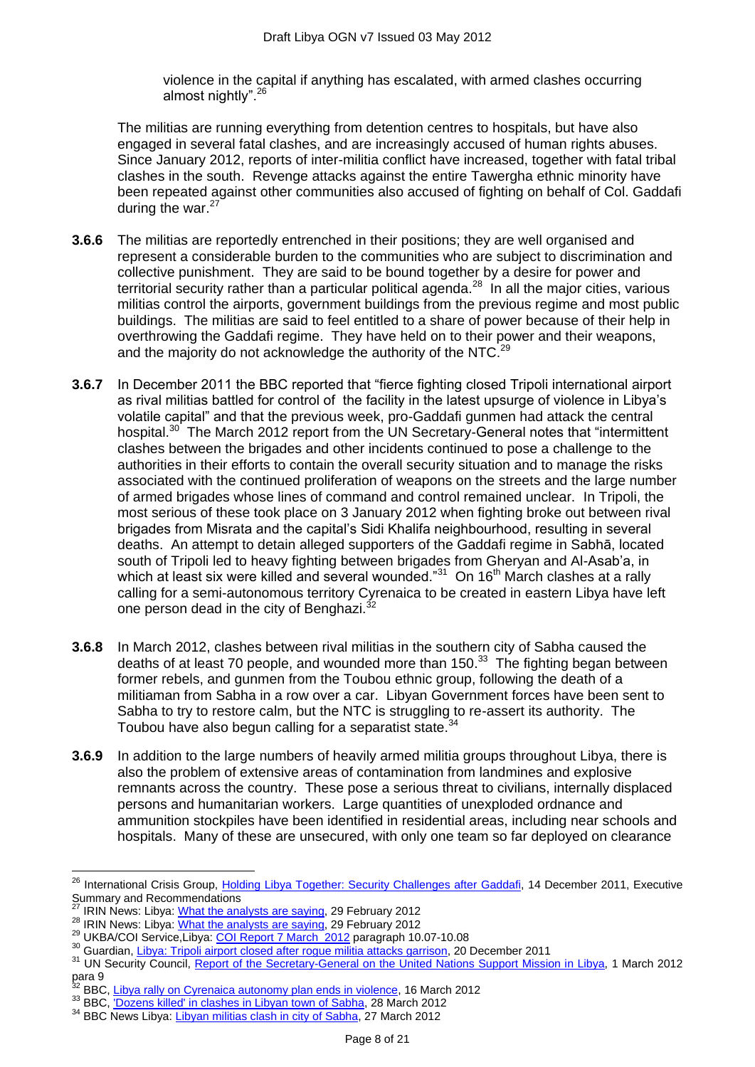violence in the capital if anything has escalated, with armed clashes occurring almost nightly".[26]

The militias are running everything from detention centres to hospitals, but have also engaged in several fatal clashes, and are increasingly accused of human rights abuses. Since January 2012, reports of inter-militia conflict have increased, together with fatal tribal clashes in the south. Revenge attacks against the entire Tawergha ethnic minority have been repeated against other communities also accused of fighting on behalf of Col. Gaddafi during the war.[27]

**3.6.6** The militias are reportedly entrenched in their positions; they are well organised and represent a considerable burden to the communities who are subject to discrimination and collective punishment. They are said to be bound together by a desire for power and territorial security rather than a particular political agenda.[28] In all the major cities, various militias control the airports, government buildings from the previous regime and most public buildings. The militias are said to feel entitled to a share of power because of their help in overthrowing the Gaddafi regime. They have held on to their power and their weapons, and the majority do not acknowledge the authority of the NTC.[29]

**3.6.7** In December 2011 the BBC reported that "fierce fighting closed Tripoli international airport as rival militias battled for control of the facility in the latest upsurge of violence in Libya's volatile capital" and that the previous week, pro-Gaddafi gunmen had attack the central hospital.[30] The March 2012 report from the UN Secretary-General notes that "intermittent clashes between the brigades and other incidents continued to pose a challenge to the authorities in their efforts to contain the overall security situation and to manage the risks associated with the continued proliferation of weapons on the streets and the large number of armed brigades whose lines of command and control remained unclear. In Tripoli, the most serious of these took place on 3 January 2012 when fighting broke out between rival brigades from Misrata and the capital's Sidi Khalifa neighbourhood, resulting in several deaths. An attempt to detain alleged supporters of the Gaddafi regime in Sabhā, located south of Tripoli led to heavy fighting between brigades from Gheryan and Al-Asab'a, in which at least six were killed and several wounded."[31] On 16th March clashes at a rally calling for a semi-autonomous territory Cyrenaica to be created in eastern Libya have left one person dead in the city of Benghazi.[32]

**3.6.8** In March 2012, clashes between rival militias in the southern city of Sabha caused the deaths of at least 70 people, and wounded more than 150.[33] The fighting began between former rebels, and gunmen from the Toubou ethnic group, following the death of a militiaman from Sabha in a row over a car. Libyan Government forces have been sent to Sabha to try to restore calm, but the NTC is struggling to re-assert its authority. The Toubou have also begun calling for a separatist state.[34]

**3.6.9** In addition to the large numbers of heavily armed militia groups throughout Libya, there is also the problem of extensive areas of contamination from landmines and explosive remnants across the country. These pose a serious threat to civilians, internally displaced persons and humanitarian workers. Large quantities of unexploded ordnance and ammunition stockpiles have been identified in residential areas, including near schools and hospitals. Many of these are unsecured, with only one team so far deployed on clearance

---

[26] International Crisis Group, Holding Libya Together: Security Challenges after Gaddafi, 14 December 2011, Executive Summary and Recommendations
[27] IRIN News: Libya: What the analysts are saying, 29 February 2012
[28] IRIN News: Libya: What the analysts are saying, 29 February 2012
[29] UKBA/COI Service,Libya: COI Report 7 March 2012 paragraph 10.07-10.08
[30] Guardian, Libya: Tripoli airport closed after rogue militia attacks garrison, 20 December 2011
[31] UN Security Council, Report of the Secretary-General on the United Nations Support Mission in Libya, 1 March 2012 para 9
[32] BBC, Libya rally on Cyrenaica autonomy plan ends in violence, 16 March 2012
[33] BBC, 'Dozens killed' in clashes in Libyan town of Sabha, 28 March 2012
[34] BBC News Libya: Libyan militias clash in city of Sabha, 27 March 2012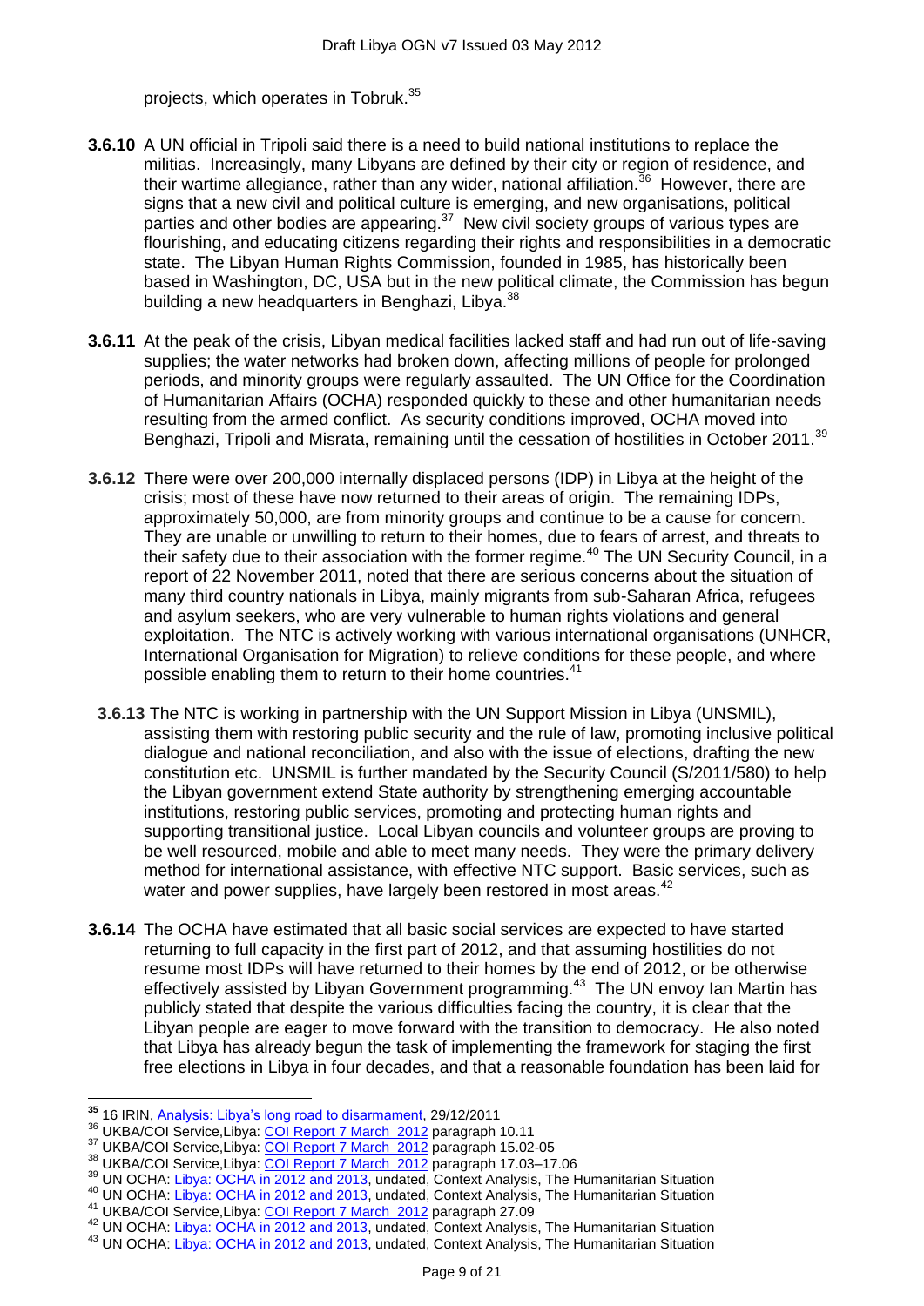projects, which operates in Tobruk.[35]

**3.6.10** A UN official in Tripoli said there is a need to build national institutions to replace the militias. Increasingly, many Libyans are defined by their city or region of residence, and their wartime allegiance, rather than any wider, national affiliation.[36] However, there are signs that a new civil and political culture is emerging, and new organisations, political parties and other bodies are appearing.[37] New civil society groups of various types are flourishing, and educating citizens regarding their rights and responsibilities in a democratic state. The Libyan Human Rights Commission, founded in 1985, has historically been based in Washington, DC, USA but in the new political climate, the Commission has begun building a new headquarters in Benghazi, Libya.[38]

**3.6.11** At the peak of the crisis, Libyan medical facilities lacked staff and had run out of life-saving supplies; the water networks had broken down, affecting millions of people for prolonged periods, and minority groups were regularly assaulted. The UN Office for the Coordination of Humanitarian Affairs (OCHA) responded quickly to these and other humanitarian needs resulting from the armed conflict. As security conditions improved, OCHA moved into Benghazi, Tripoli and Misrata, remaining until the cessation of hostilities in October 2011.[39]

**3.6.12** There were over 200,000 internally displaced persons (IDP) in Libya at the height of the crisis; most of these have now returned to their areas of origin. The remaining IDPs, approximately 50,000, are from minority groups and continue to be a cause for concern. They are unable or unwilling to return to their homes, due to fears of arrest, and threats to their safety due to their association with the former regime.[40] The UN Security Council, in a report of 22 November 2011, noted that there are serious concerns about the situation of many third country nationals in Libya, mainly migrants from sub-Saharan Africa, refugees and asylum seekers, who are very vulnerable to human rights violations and general exploitation. The NTC is actively working with various international organisations (UNHCR, International Organisation for Migration) to relieve conditions for these people, and where possible enabling them to return to their home countries.[41]

**3.6.13** The NTC is working in partnership with the UN Support Mission in Libya (UNSMIL), assisting them with restoring public security and the rule of law, promoting inclusive political dialogue and national reconciliation, and also with the issue of elections, drafting the new constitution etc. UNSMIL is further mandated by the Security Council (S/2011/580) to help the Libyan government extend State authority by strengthening emerging accountable institutions, restoring public services, promoting and protecting human rights and supporting transitional justice. Local Libyan councils and volunteer groups are proving to be well resourced, mobile and able to meet many needs. They were the primary delivery method for international assistance, with effective NTC support. Basic services, such as water and power supplies, have largely been restored in most areas.[42]

**3.6.14** The OCHA have estimated that all basic social services are expected to have started returning to full capacity in the first part of 2012, and that assuming hostilities do not resume most IDPs will have returned to their homes by the end of 2012, or be otherwise effectively assisted by Libyan Government programming.[43] The UN envoy Ian Martin has publicly stated that despite the various difficulties facing the country, it is clear that the Libyan people are eager to move forward with the transition to democracy. He also noted that Libya has already begun the task of implementing the framework for staging the first free elections in Libya in four decades, and that a reasonable foundation has been laid for

---

[35] 16 IRIN, Analysis: Libya's long road to disarmament, 29/12/2011
[36] UKBA/COI Service,Libya: COI Report 7 March 2012 paragraph 10.11
[37] UKBA/COI Service,Libya: COI Report 7 March 2012 paragraph 15.02-05
[38] UKBA/COI Service,Libya: COI Report 7 March 2012 paragraph 17.03–17.06
[39] UN OCHA: Libya: OCHA in 2012 and 2013, undated, Context Analysis, The Humanitarian Situation
[40] UN OCHA: Libya: OCHA in 2012 and 2013, undated, Context Analysis, The Humanitarian Situation
[41] UKBA/COI Service,Libya: COI Report 7 March 2012 paragraph 27.09
[42] UN OCHA: Libya: OCHA in 2012 and 2013, undated, Context Analysis, The Humanitarian Situation
[43] UN OCHA: Libya: OCHA in 2012 and 2013, undated, Context Analysis, The Humanitarian Situation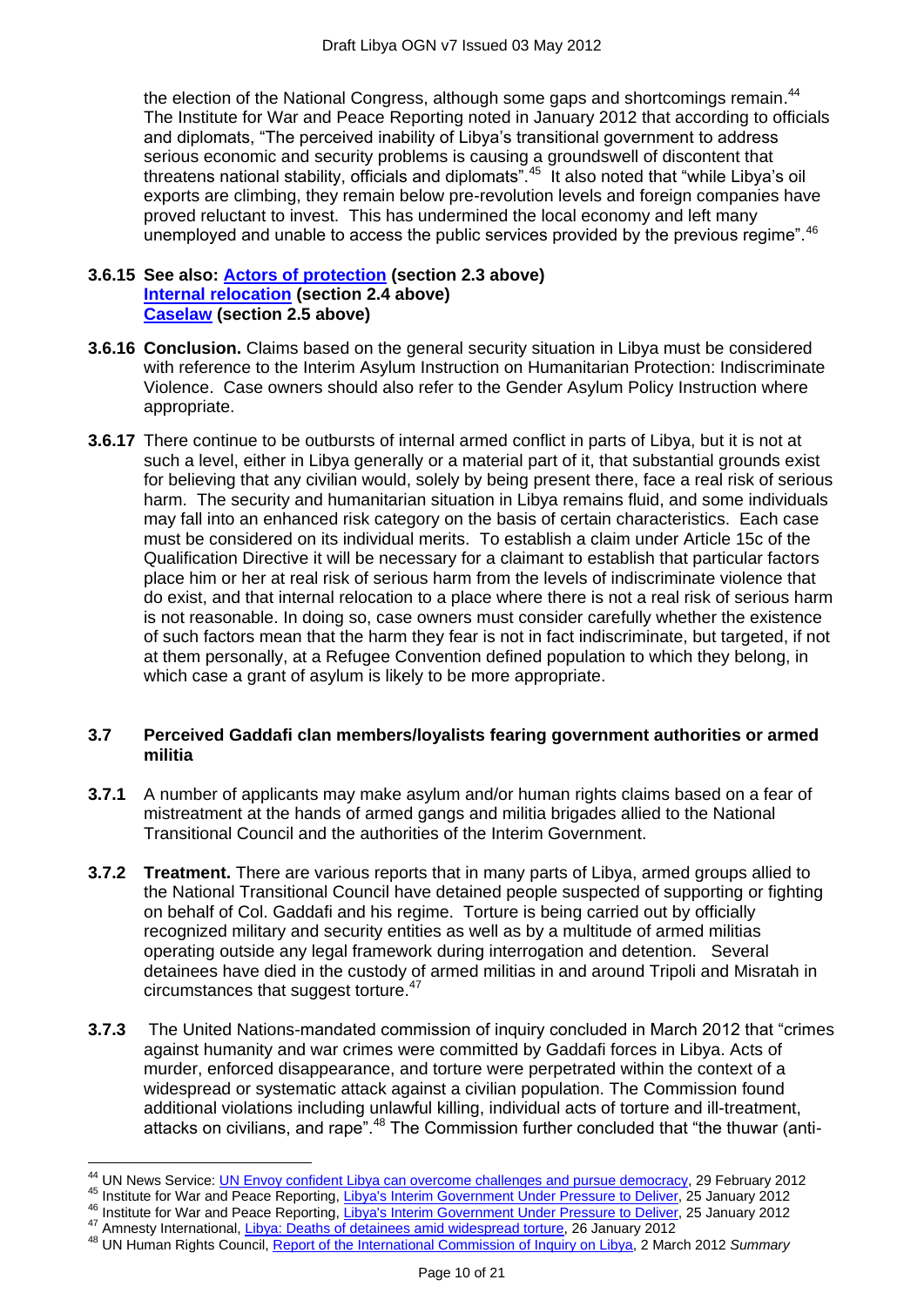the election of the National Congress, although some gaps and shortcomings remain.[44] The Institute for War and Peace Reporting noted in January 2012 that according to officials and diplomats, "The perceived inability of Libya's transitional government to address serious economic and security problems is causing a groundswell of discontent that threatens national stability, officials and diplomats".[45] It also noted that "while Libya's oil exports are climbing, they remain below pre-revolution levels and foreign companies have proved reluctant to invest. This has undermined the local economy and left many unemployed and unable to access the public services provided by the previous regime".[46]

**3.6.15 See also: Actors of protection (section 2.3 above)**
**Internal relocation (section 2.4 above)**
**Caselaw (section 2.5 above)**

**3.6.16 Conclusion.** Claims based on the general security situation in Libya must be considered with reference to the Interim Asylum Instruction on Humanitarian Protection: Indiscriminate Violence. Case owners should also refer to the Gender Asylum Policy Instruction where appropriate.

**3.6.17** There continue to be outbursts of internal armed conflict in parts of Libya, but it is not at such a level, either in Libya generally or a material part of it, that substantial grounds exist for believing that any civilian would, solely by being present there, face a real risk of serious harm. The security and humanitarian situation in Libya remains fluid, and some individuals may fall into an enhanced risk category on the basis of certain characteristics. Each case must be considered on its individual merits. To establish a claim under Article 15c of the Qualification Directive it will be necessary for a claimant to establish that particular factors place him or her at real risk of serious harm from the levels of indiscriminate violence that do exist, and that internal relocation to a place where there is not a real risk of serious harm is not reasonable. In doing so, case owners must consider carefully whether the existence of such factors mean that the harm they fear is not in fact indiscriminate, but targeted, if not at them personally, at a Refugee Convention defined population to which they belong, in which case a grant of asylum is likely to be more appropriate.

### 3.7 Perceived Gaddafi clan members/loyalists fearing government authorities or armed militia

**3.7.1** A number of applicants may make asylum and/or human rights claims based on a fear of mistreatment at the hands of armed gangs and militia brigades allied to the National Transitional Council and the authorities of the Interim Government.

**3.7.2 Treatment.** There are various reports that in many parts of Libya, armed groups allied to the National Transitional Council have detained people suspected of supporting or fighting on behalf of Col. Gaddafi and his regime. Torture is being carried out by officially recognized military and security entities as well as by a multitude of armed militias operating outside any legal framework during interrogation and detention. Several detainees have died in the custody of armed militias in and around Tripoli and Misratah in circumstances that suggest torture.[47]

**3.7.3** The United Nations-mandated commission of inquiry concluded in March 2012 that "crimes against humanity and war crimes were committed by Gaddafi forces in Libya. Acts of murder, enforced disappearance, and torture were perpetrated within the context of a widespread or systematic attack against a civilian population. The Commission found additional violations including unlawful killing, individual acts of torture and ill-treatment, attacks on civilians, and rape".[48] The Commission further concluded that "the thuwar (anti-

---

[44] UN News Service: UN Envoy confident Libya can overcome challenges and pursue democracy, 29 February 2012
[45] Institute for War and Peace Reporting, Libya's Interim Government Under Pressure to Deliver, 25 January 2012
[46] Institute for War and Peace Reporting, Libya's Interim Government Under Pressure to Deliver, 25 January 2012
[47] Amnesty International, Libya: Deaths of detainees amid widespread torture, 26 January 2012
[48] UN Human Rights Council, Report of the International Commission of Inquiry on Libya, 2 March 2012 *Summary*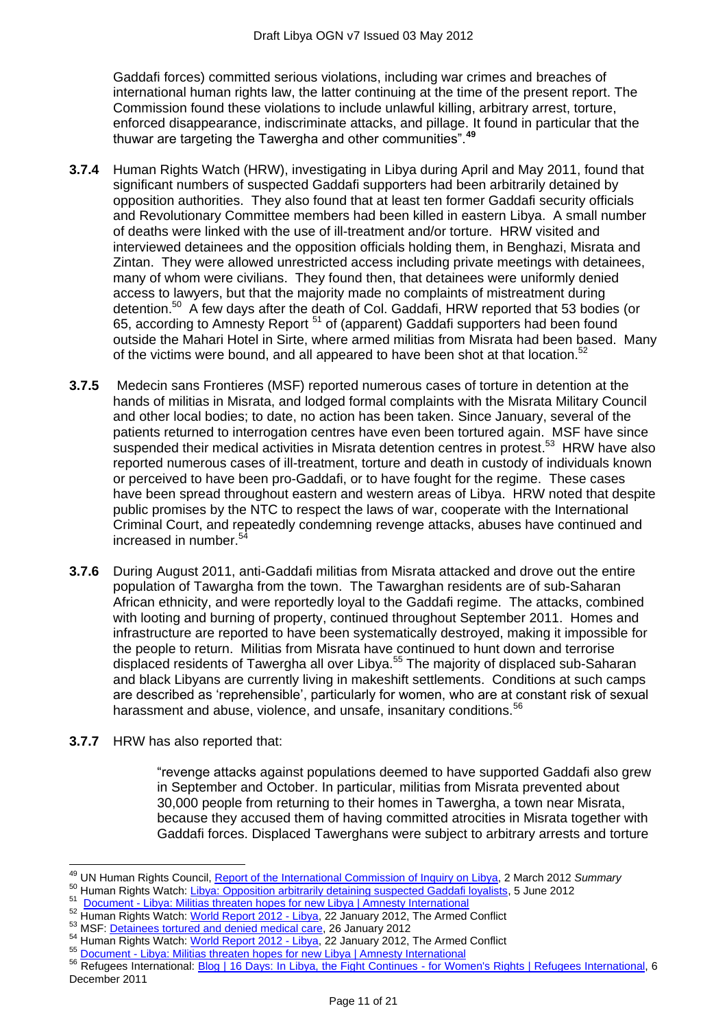Gaddafi forces) committed serious violations, including war crimes and breaches of international human rights law, the latter continuing at the time of the present report. The Commission found these violations to include unlawful killing, arbitrary arrest, torture, enforced disappearance, indiscriminate attacks, and pillage. It found in particular that the thuwar are targeting the Tawergha and other communities".**[49]**

**3.7.4** Human Rights Watch (HRW), investigating in Libya during April and May 2011, found that significant numbers of suspected Gaddafi supporters had been arbitrarily detained by opposition authorities. They also found that at least ten former Gaddafi security officials and Revolutionary Committee members had been killed in eastern Libya. A small number of deaths were linked with the use of ill-treatment and/or torture. HRW visited and interviewed detainees and the opposition officials holding them, in Benghazi, Misrata and Zintan. They were allowed unrestricted access including private meetings with detainees, many of whom were civilians. They found then, that detainees were uniformly denied access to lawyers, but that the majority made no complaints of mistreatment during detention.[50] A few days after the death of Col. Gaddafi, HRW reported that 53 bodies (or 65, according to Amnesty Report [51] of (apparent) Gaddafi supporters had been found outside the Mahari Hotel in Sirte, where armed militias from Misrata had been based. Many of the victims were bound, and all appeared to have been shot at that location.[52]

**3.7.5** Medecin sans Frontieres (MSF) reported numerous cases of torture in detention at the hands of militias in Misrata, and lodged formal complaints with the Misrata Military Council and other local bodies; to date, no action has been taken. Since January, several of the patients returned to interrogation centres have even been tortured again. MSF have since suspended their medical activities in Misrata detention centres in protest.[53] HRW have also reported numerous cases of ill-treatment, torture and death in custody of individuals known or perceived to have been pro-Gaddafi, or to have fought for the regime. These cases have been spread throughout eastern and western areas of Libya. HRW noted that despite public promises by the NTC to respect the laws of war, cooperate with the International Criminal Court, and repeatedly condemning revenge attacks, abuses have continued and increased in number.[54]

**3.7.6** During August 2011, anti-Gaddafi militias from Misrata attacked and drove out the entire population of Tawargha from the town. The Tawarghan residents are of sub-Saharan African ethnicity, and were reportedly loyal to the Gaddafi regime. The attacks, combined with looting and burning of property, continued throughout September 2011. Homes and infrastructure are reported to have been systematically destroyed, making it impossible for the people to return. Militias from Misrata have continued to hunt down and terrorise displaced residents of Tawergha all over Libya.[55] The majority of displaced sub-Saharan and black Libyans are currently living in makeshift settlements. Conditions at such camps are described as 'reprehensible', particularly for women, who are at constant risk of sexual harassment and abuse, violence, and unsafe, insanitary conditions.[56]

**3.7.7** HRW has also reported that:

> "revenge attacks against populations deemed to have supported Gaddafi also grew in September and October. In particular, militias from Misrata prevented about 30,000 people from returning to their homes in Tawergha, a town near Misrata, because they accused them of having committed atrocities in Misrata together with Gaddafi forces. Displaced Tawerghans were subject to arbitrary arrests and torture

---

[49] UN Human Rights Council, Report of the International Commission of Inquiry on Libya, 2 March 2012 *Summary*
[50] Human Rights Watch: Libya: Opposition arbitrarily detaining suspected Gaddafi loyalists, 5 June 2012
[51] Document - Libya: Militias threaten hopes for new Libya | Amnesty International
[52] Human Rights Watch: World Report 2012 - Libya, 22 January 2012, The Armed Conflict
[53] MSF: Detainees tortured and denied medical care, 26 January 2012
[54] Human Rights Watch: World Report 2012 - Libya, 22 January 2012, The Armed Conflict
[55] Document - Libya: Militias threaten hopes for new Libya | Amnesty International
[56] Refugees International: Blog | 16 Days: In Libya, the Fight Continues - for Women's Rights | Refugees International, 6 December 2011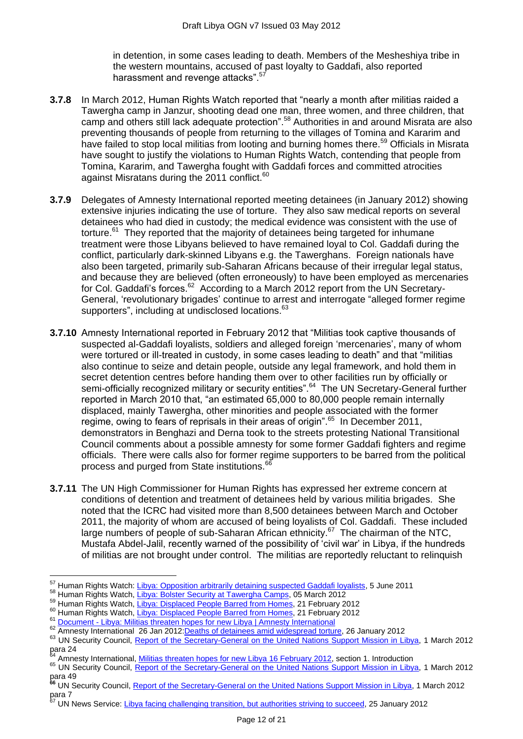in detention, in some cases leading to death. Members of the Mesheshiya tribe in the western mountains, accused of past loyalty to Gaddafi, also reported harassment and revenge attacks".[57]

**3.7.8** In March 2012, Human Rights Watch reported that "nearly a month after militias raided a Tawergha camp in Janzur, shooting dead one man, three women, and three children, that camp and others still lack adequate protection".[58] Authorities in and around Misrata are also preventing thousands of people from returning to the villages of Tomina and Kararim and have failed to stop local militias from looting and burning homes there.[59] Officials in Misrata have sought to justify the violations to Human Rights Watch, contending that people from Tomina, Kararim, and Tawergha fought with Gaddafi forces and committed atrocities against Misratans during the 2011 conflict.[60]

**3.7.9** Delegates of Amnesty International reported meeting detainees (in January 2012) showing extensive injuries indicating the use of torture. They also saw medical reports on several detainees who had died in custody; the medical evidence was consistent with the use of torture.[61] They reported that the majority of detainees being targeted for inhumane treatment were those Libyans believed to have remained loyal to Col. Gaddafi during the conflict, particularly dark-skinned Libyans e.g. the Tawerghans. Foreign nationals have also been targeted, primarily sub-Saharan Africans because of their irregular legal status, and because they are believed (often erroneously) to have been employed as mercenaries for Col. Gaddafi's forces.[62] According to a March 2012 report from the UN Secretary-General, 'revolutionary brigades' continue to arrest and interrogate "alleged former regime supporters", including at undisclosed locations.[63]

**3.7.10** Amnesty International reported in February 2012 that "Militias took captive thousands of suspected al-Gaddafi loyalists, soldiers and alleged foreign 'mercenaries', many of whom were tortured or ill-treated in custody, in some cases leading to death" and that "militias also continue to seize and detain people, outside any legal framework, and hold them in secret detention centres before handing them over to other facilities run by officially or semi-officially recognized military or security entities".[64] The UN Secretary-General further reported in March 2010 that, "an estimated 65,000 to 80,000 people remain internally displaced, mainly Tawergha, other minorities and people associated with the former regime, owing to fears of reprisals in their areas of origin".[65] In December 2011, demonstrators in Benghazi and Derna took to the streets protesting National Transitional Council comments about a possible amnesty for some former Gaddafi fighters and regime officials. There were calls also for former regime supporters to be barred from the political process and purged from State institutions.[66]

**3.7.11** The UN High Commissioner for Human Rights has expressed her extreme concern at conditions of detention and treatment of detainees held by various militia brigades. She noted that the ICRC had visited more than 8,500 detainees between March and October 2011, the majority of whom are accused of being loyalists of Col. Gaddafi. These included large numbers of people of sub-Saharan African ethnicity.[67] The chairman of the NTC, Mustafa Abdel-Jalil, recently warned of the possibility of 'civil war' in Libya, if the hundreds of militias are not brought under control. The militias are reportedly reluctant to relinquish

---

[57] Human Rights Watch: Libya: Opposition arbitrarily detaining suspected Gaddafi loyalists, 5 June 2011
[58] Human Rights Watch, Libya: Bolster Security at Tawergha Camps, 05 March 2012
[59] Human Rights Watch, Libya: Displaced People Barred from Homes, 21 February 2012
[60] Human Rights Watch, Libya: Displaced People Barred from Homes, 21 February 2012
[61] Document - Libya: Militias threaten hopes for new Libya | Amnesty International
[62] Amnesty International 26 Jan 2012:Deaths of detainees amid widespread torture, 26 January 2012
[63] UN Security Council, Report of the Secretary-General on the United Nations Support Mission in Libya, 1 March 2012 para 24
[64] Amnesty International, Militias threaten hopes for new Libya 16 February 2012, section 1. Introduction
[65] UN Security Council, Report of the Secretary-General on the United Nations Support Mission in Libya, 1 March 2012 para 49
[66] UN Security Council, Report of the Secretary-General on the United Nations Support Mission in Libya, 1 March 2012 para 7
[67] UN News Service: Libya facing challenging transition, but authorities striving to succeed, 25 January 2012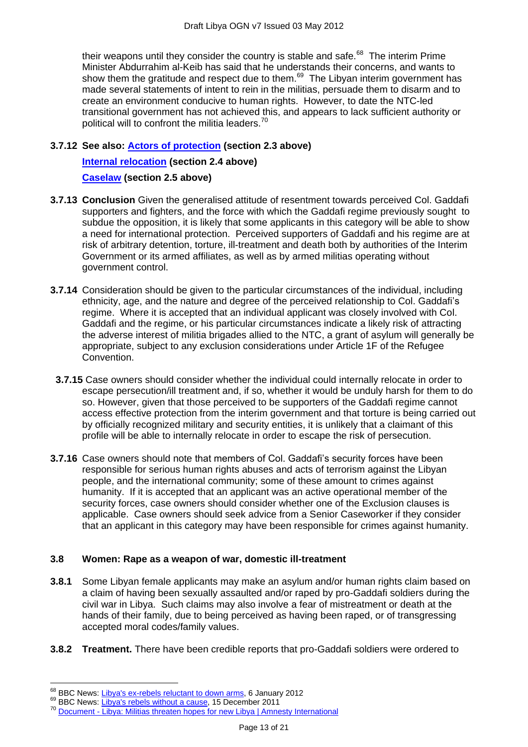their weapons until they consider the country is stable and safe.[68] The interim Prime Minister Abdurrahim al-Keib has said that he understands their concerns, and wants to show them the gratitude and respect due to them.[69] The Libyan interim government has made several statements of intent to rein in the militias, persuade them to disarm and to create an environment conducive to human rights. However, to date the NTC-led transitional government has not achieved this, and appears to lack sufficient authority or political will to confront the militia leaders.[70]

**3.7.12 See also: [Actors of protection](#) (section 2.3 above)**

**[Internal relocation](#) (section 2.4 above)**

**[Caselaw](#) (section 2.5 above)**

**3.7.13 Conclusion** Given the generalised attitude of resentment towards perceived Col. Gaddafi supporters and fighters, and the force with which the Gaddafi regime previously sought to subdue the opposition, it is likely that some applicants in this category will be able to show a need for international protection. Perceived supporters of Gaddafi and his regime are at risk of arbitrary detention, torture, ill-treatment and death both by authorities of the Interim Government or its armed affiliates, as well as by armed militias operating without government control.

**3.7.14** Consideration should be given to the particular circumstances of the individual, including ethnicity, age, and the nature and degree of the perceived relationship to Col. Gaddafi's regime. Where it is accepted that an individual applicant was closely involved with Col. Gaddafi and the regime, or his particular circumstances indicate a likely risk of attracting the adverse interest of militia brigades allied to the NTC, a grant of asylum will generally be appropriate, subject to any exclusion considerations under Article 1F of the Refugee Convention.

**3.7.15** Case owners should consider whether the individual could internally relocate in order to escape persecution/ill treatment and, if so, whether it would be unduly harsh for them to do so. However, given that those perceived to be supporters of the Gaddafi regime cannot access effective protection from the interim government and that torture is being carried out by officially recognized military and security entities, it is unlikely that a claimant of this profile will be able to internally relocate in order to escape the risk of persecution.

**3.7.16** Case owners should note that members of Col. Gaddafi's security forces have been responsible for serious human rights abuses and acts of terrorism against the Libyan people, and the international community; some of these amount to crimes against humanity. If it is accepted that an applicant was an active operational member of the security forces, case owners should consider whether one of the Exclusion clauses is applicable. Case owners should seek advice from a Senior Caseworker if they consider that an applicant in this category may have been responsible for crimes against humanity.

### 3.8 Women: Rape as a weapon of war, domestic ill-treatment

**3.8.1** Some Libyan female applicants may make an asylum and/or human rights claim based on a claim of having been sexually assaulted and/or raped by pro-Gaddafi soldiers during the civil war in Libya. Such claims may also involve a fear of mistreatment or death at the hands of their family, due to being perceived as having been raped, or of transgressing accepted moral codes/family values.

**3.8.2 Treatment.** There have been credible reports that pro-Gaddafi soldiers were ordered to

---

[68] BBC News: [Libya's ex-rebels reluctant to down arms](#), 6 January 2012

[69] BBC News: [Libya's rebels without a cause](#), 15 December 2011

[70] [Document - Libya: Militias threaten hopes for new Libya | Amnesty International](#)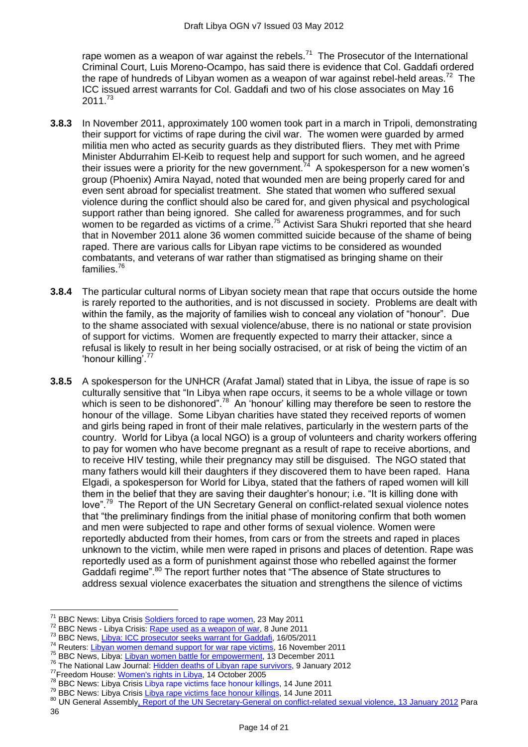rape women as a weapon of war against the rebels.[71] The Prosecutor of the International Criminal Court, Luis Moreno-Ocampo, has said there is evidence that Col. Gaddafi ordered the rape of hundreds of Libyan women as a weapon of war against rebel-held areas.[72] The ICC issued arrest warrants for Col. Gaddafi and two of his close associates on May 16 2011.[73]

**3.8.3** In November 2011, approximately 100 women took part in a march in Tripoli, demonstrating their support for victims of rape during the civil war. The women were guarded by armed militia men who acted as security guards as they distributed fliers. They met with Prime Minister Abdurrahim El-Keib to request help and support for such women, and he agreed their issues were a priority for the new government.[74] A spokesperson for a new women's group (Phoenix) Amira Nayad, noted that wounded men are being properly cared for and even sent abroad for specialist treatment. She stated that women who suffered sexual violence during the conflict should also be cared for, and given physical and psychological support rather than being ignored. She called for awareness programmes, and for such women to be regarded as victims of a crime.[75] Activist Sara Shukri reported that she heard that in November 2011 alone 36 women committed suicide because of the shame of being raped. There are various calls for Libyan rape victims to be considered as wounded combatants, and veterans of war rather than stigmatised as bringing shame on their families.[76]

**3.8.4** The particular cultural norms of Libyan society mean that rape that occurs outside the home is rarely reported to the authorities, and is not discussed in society. Problems are dealt with within the family, as the majority of families wish to conceal any violation of "honour". Due to the shame associated with sexual violence/abuse, there is no national or state provision of support for victims. Women are frequently expected to marry their attacker, since a refusal is likely to result in her being socially ostracised, or at risk of being the victim of an 'honour killing'.[77]

**3.8.5** A spokesperson for the UNHCR (Arafat Jamal) stated that in Libya, the issue of rape is so culturally sensitive that "In Libya when rape occurs, it seems to be a whole village or town which is seen to be dishonored".[78] An 'honour' killing may therefore be seen to restore the honour of the village. Some Libyan charities have stated they received reports of women and girls being raped in front of their male relatives, particularly in the western parts of the country. World for Libya (a local NGO) is a group of volunteers and charity workers offering to pay for women who have become pregnant as a result of rape to receive abortions, and to receive HIV testing, while their pregnancy may still be disguised. The NGO stated that many fathers would kill their daughters if they discovered them to have been raped. Hana Elgadi, a spokesperson for World for Libya, stated that the fathers of raped women will kill them in the belief that they are saving their daughter's honour; i.e. "It is killing done with love".[79] The Report of the UN Secretary General on conflict-related sexual violence notes that "the preliminary findings from the initial phase of monitoring confirm that both women and men were subjected to rape and other forms of sexual violence. Women were reportedly abducted from their homes, from cars or from the streets and raped in places unknown to the victim, while men were raped in prisons and places of detention. Rape was reportedly used as a form of punishment against those who rebelled against the former Gaddafi regime".[80] The report further notes that "The absence of State structures to address sexual violence exacerbates the situation and strengthens the silence of victims

---

[71] BBC News: Libya Crisis Soldiers forced to rape women, 23 May 2011
[72] BBC News - Libya Crisis: Rape used as a weapon of war, 8 June 2011
[73] BBC News, Libya: ICC prosecutor seeks warrant for Gaddafi, 16/05/2011
[74] Reuters: Libyan women demand support for war rape victims, 16 November 2011
[75] BBC News, Libya: Libyan women battle for empowerment, 13 December 2011
[76] The National Law Journal: Hidden deaths of Libyan rape survivors, 9 January 2012
[77] Freedom House: Women's rights in Libya, 14 October 2005
[78] BBC News: Libya Crisis Libya rape victims face honour killings, 14 June 2011
[79] BBC News: Libya Crisis Libya rape victims face honour killings, 14 June 2011
[80] UN General Assembly, Report of the UN Secretary-General on conflict-related sexual violence, 13 January 2012 Para 36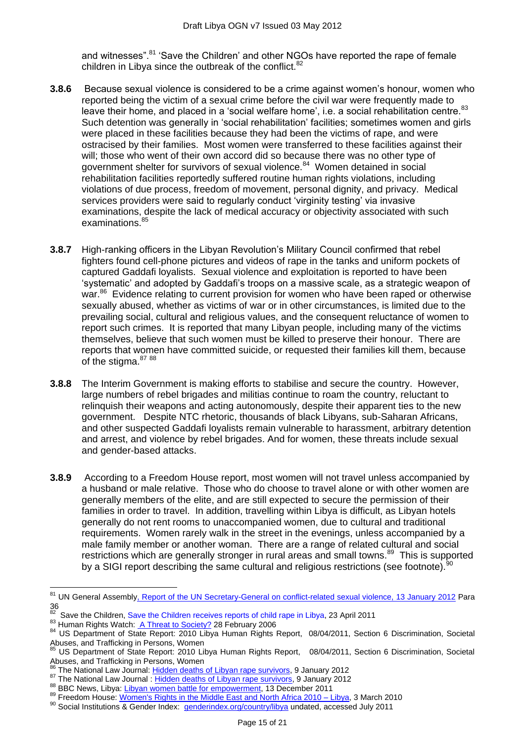and witnesses".[81] 'Save the Children' and other NGOs have reported the rape of female children in Libya since the outbreak of the conflict.[82]

**3.8.6** Because sexual violence is considered to be a crime against women's honour, women who reported being the victim of a sexual crime before the civil war were frequently made to leave their home, and placed in a 'social welfare home', i.e. a social rehabilitation centre.[83] Such detention was generally in 'social rehabilitation' facilities; sometimes women and girls were placed in these facilities because they had been the victims of rape, and were ostracised by their families. Most women were transferred to these facilities against their will; those who went of their own accord did so because there was no other type of government shelter for survivors of sexual violence.[84] Women detained in social rehabilitation facilities reportedly suffered routine human rights violations, including violations of due process, freedom of movement, personal dignity, and privacy. Medical services providers were said to regularly conduct 'virginity testing' via invasive examinations, despite the lack of medical accuracy or objectivity associated with such examinations.[85]

**3.8.7** High-ranking officers in the Libyan Revolution's Military Council confirmed that rebel fighters found cell-phone pictures and videos of rape in the tanks and uniform pockets of captured Gaddafi loyalists. Sexual violence and exploitation is reported to have been 'systematic' and adopted by Gaddafi's troops on a massive scale, as a strategic weapon of war.[86] Evidence relating to current provision for women who have been raped or otherwise sexually abused, whether as victims of war or in other circumstances, is limited due to the prevailing social, cultural and religious values, and the consequent reluctance of women to report such crimes. It is reported that many Libyan people, including many of the victims themselves, believe that such women must be killed to preserve their honour. There are reports that women have committed suicide, or requested their families kill them, because of the stigma.[87] [88]

**3.8.8** The Interim Government is making efforts to stabilise and secure the country. However, large numbers of rebel brigades and militias continue to roam the country, reluctant to relinquish their weapons and acting autonomously, despite their apparent ties to the new government. Despite NTC rhetoric, thousands of black Libyans, sub-Saharan Africans, and other suspected Gaddafi loyalists remain vulnerable to harassment, arbitrary detention and arrest, and violence by rebel brigades. And for women, these threats include sexual and gender-based attacks.

**3.8.9** According to a Freedom House report, most women will not travel unless accompanied by a husband or male relative. Those who do choose to travel alone or with other women are generally members of the elite, and are still expected to secure the permission of their families in order to travel. In addition, travelling within Libya is difficult, as Libyan hotels generally do not rent rooms to unaccompanied women, due to cultural and traditional requirements. Women rarely walk in the street in the evenings, unless accompanied by a male family member or another woman. There are a range of related cultural and social restrictions which are generally stronger in rural areas and small towns.[89] This is supported by a SIGI report describing the same cultural and religious restrictions (see footnote).[90]

---

[81] UN General Assembly, Report of the UN Secretary-General on conflict-related sexual violence, 13 January 2012 Para 36

[82] Save the Children, Save the Children receives reports of child rape in Libya, 23 April 2011

[83] Human Rights Watch: A Threat to Society? 28 February 2006

[84] US Department of State Report: 2010 Libya Human Rights Report, 08/04/2011, Section 6 Discrimination, Societal Abuses, and Trafficking in Persons, Women

[85] US Department of State Report: 2010 Libya Human Rights Report, 08/04/2011, Section 6 Discrimination, Societal Abuses, and Trafficking in Persons, Women

[86] The National Law Journal: Hidden deaths of Libyan rape survivors, 9 January 2012

[87] The National Law Journal : Hidden deaths of Libyan rape survivors, 9 January 2012

[88] BBC News, Libya: Libyan women battle for empowerment, 13 December 2011

[89] Freedom House: Women's Rights in the Middle East and North Africa 2010 – Libya, 3 March 2010

[90] Social Institutions & Gender Index: genderindex.org/country/libya undated, accessed July 2011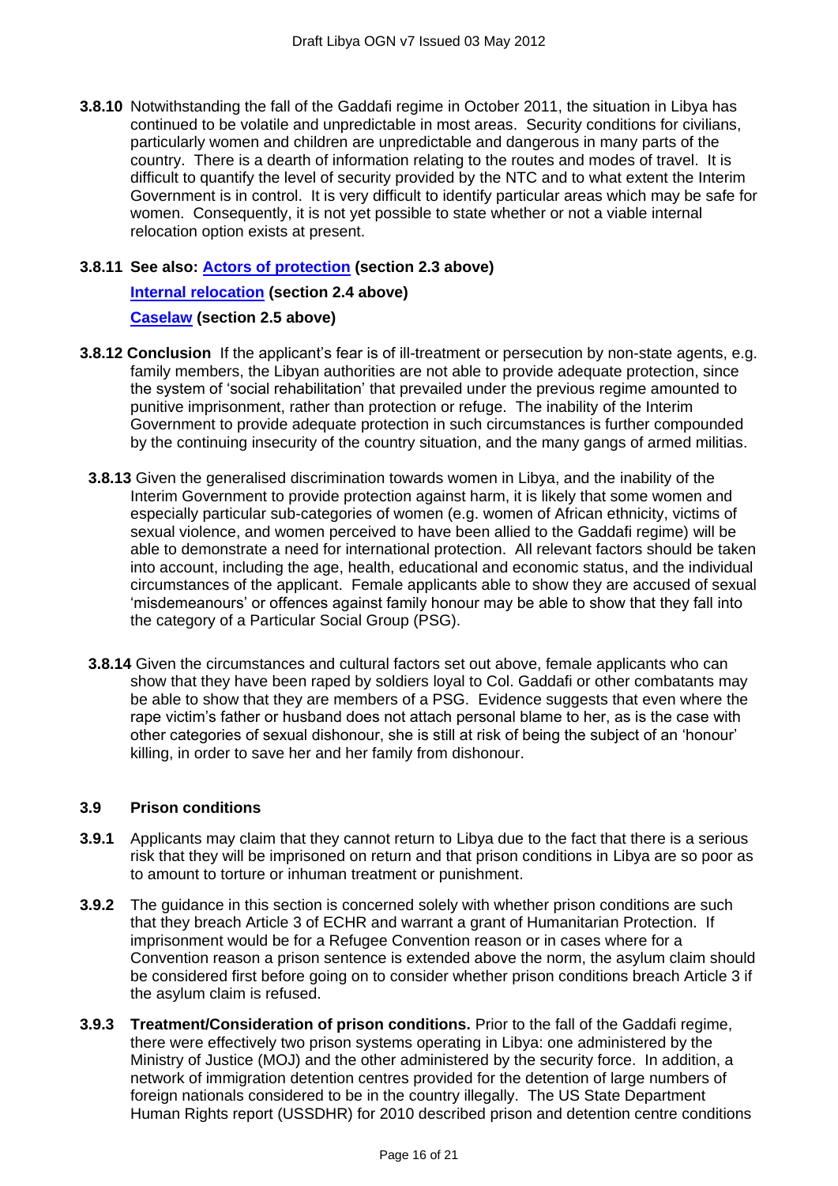**3.8.10** Notwithstanding the fall of the Gaddafi regime in October 2011, the situation in Libya has continued to be volatile and unpredictable in most areas. Security conditions for civilians, particularly women and children are unpredictable and dangerous in many parts of the country. There is a dearth of information relating to the routes and modes of travel. It is difficult to quantify the level of security provided by the NTC and to what extent the Interim Government is in control. It is very difficult to identify particular areas which may be safe for women. Consequently, it is not yet possible to state whether or not a viable internal relocation option exists at present.

**3.8.11 See also: Actors of protection (section 2.3 above)**

**Internal relocation (section 2.4 above)**

**Caselaw (section 2.5 above)**

**3.8.12 Conclusion** If the applicant's fear is of ill-treatment or persecution by non-state agents, e.g. family members, the Libyan authorities are not able to provide adequate protection, since the system of 'social rehabilitation' that prevailed under the previous regime amounted to punitive imprisonment, rather than protection or refuge. The inability of the Interim Government to provide adequate protection in such circumstances is further compounded by the continuing insecurity of the country situation, and the many gangs of armed militias.

**3.8.13** Given the generalised discrimination towards women in Libya, and the inability of the Interim Government to provide protection against harm, it is likely that some women and especially particular sub-categories of women (e.g. women of African ethnicity, victims of sexual violence, and women perceived to have been allied to the Gaddafi regime) will be able to demonstrate a need for international protection. All relevant factors should be taken into account, including the age, health, educational and economic status, and the individual circumstances of the applicant. Female applicants able to show they are accused of sexual 'misdemeanours' or offences against family honour may be able to show that they fall into the category of a Particular Social Group (PSG).

**3.8.14** Given the circumstances and cultural factors set out above, female applicants who can show that they have been raped by soldiers loyal to Col. Gaddafi or other combatants may be able to show that they are members of a PSG. Evidence suggests that even where the rape victim's father or husband does not attach personal blame to her, as is the case with other categories of sexual dishonour, she is still at risk of being the subject of an 'honour' killing, in order to save her and her family from dishonour.

### 3.9 Prison conditions

**3.9.1** Applicants may claim that they cannot return to Libya due to the fact that there is a serious risk that they will be imprisoned on return and that prison conditions in Libya are so poor as to amount to torture or inhuman treatment or punishment.

**3.9.2** The guidance in this section is concerned solely with whether prison conditions are such that they breach Article 3 of ECHR and warrant a grant of Humanitarian Protection. If imprisonment would be for a Refugee Convention reason or in cases where for a Convention reason a prison sentence is extended above the norm, the asylum claim should be considered first before going on to consider whether prison conditions breach Article 3 if the asylum claim is refused.

**3.9.3 Treatment/Consideration of prison conditions.** Prior to the fall of the Gaddafi regime, there were effectively two prison systems operating in Libya: one administered by the Ministry of Justice (MOJ) and the other administered by the security force. In addition, a network of immigration detention centres provided for the detention of large numbers of foreign nationals considered to be in the country illegally. The US State Department Human Rights report (USSDHR) for 2010 described prison and detention centre conditions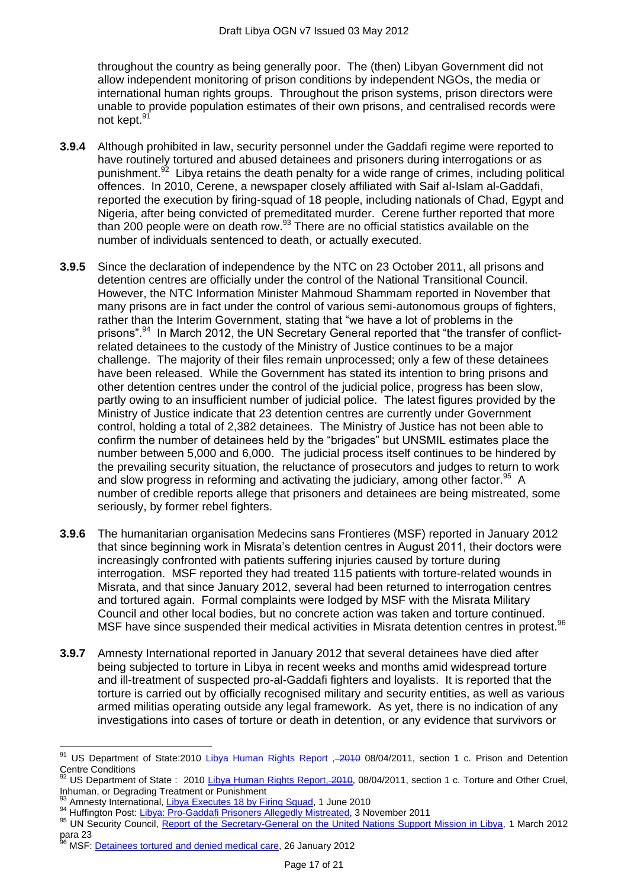throughout the country as being generally poor. The (then) Libyan Government did not allow independent monitoring of prison conditions by independent NGOs, the media or international human rights groups. Throughout the prison systems, prison directors were unable to provide population estimates of their own prisons, and centralised records were not kept.[91]

**3.9.4** Although prohibited in law, security personnel under the Gaddafi regime were reported to have routinely tortured and abused detainees and prisoners during interrogations or as punishment.[92] Libya retains the death penalty for a wide range of crimes, including political offences. In 2010, Cerene, a newspaper closely affiliated with Saif al-Islam al-Gaddafi, reported the execution by firing-squad of 18 people, including nationals of Chad, Egypt and Nigeria, after being convicted of premeditated murder. Cerene further reported that more than 200 people were on death row.[93] There are no official statistics available on the number of individuals sentenced to death, or actually executed.

**3.9.5** Since the declaration of independence by the NTC on 23 October 2011, all prisons and detention centres are officially under the control of the National Transitional Council. However, the NTC Information Minister Mahmoud Shammam reported in November that many prisons are in fact under the control of various semi-autonomous groups of fighters, rather than the Interim Government, stating that "we have a lot of problems in the prisons".[94] In March 2012, the UN Secretary General reported that "the transfer of conflict-related detainees to the custody of the Ministry of Justice continues to be a major challenge. The majority of their files remain unprocessed; only a few of these detainees have been released. While the Government has stated its intention to bring prisons and other detention centres under the control of the judicial police, progress has been slow, partly owing to an insufficient number of judicial police. The latest figures provided by the Ministry of Justice indicate that 23 detention centres are currently under Government control, holding a total of 2,382 detainees. The Ministry of Justice has not been able to confirm the number of detainees held by the "brigades" but UNSMIL estimates place the number between 5,000 and 6,000. The judicial process itself continues to be hindered by the prevailing security situation, the reluctance of prosecutors and judges to return to work and slow progress in reforming and activating the judiciary, among other factor.[95] A number of credible reports allege that prisoners and detainees are being mistreated, some seriously, by former rebel fighters.

**3.9.6** The humanitarian organisation Medecins sans Frontieres (MSF) reported in January 2012 that since beginning work in Misrata's detention centres in August 2011, their doctors were increasingly confronted with patients suffering injuries caused by torture during interrogation. MSF reported they had treated 115 patients with torture-related wounds in Misrata, and that since January 2012, several had been returned to interrogation centres and tortured again. Formal complaints were lodged by MSF with the Misrata Military Council and other local bodies, but no concrete action was taken and torture continued. MSF have since suspended their medical activities in Misrata detention centres in protest.[96]

**3.9.7** Amnesty International reported in January 2012 that several detainees have died after being subjected to torture in Libya in recent weeks and months amid widespread torture and ill-treatment of suspected pro-al-Gaddafi fighters and loyalists. It is reported that the torture is carried out by officially recognised military and security entities, as well as various armed militias operating outside any legal framework. As yet, there is no indication of any investigations into cases of torture or death in detention, or any evidence that survivors or

---

[91] US Department of State:2010 Libya Human Rights Report , 2010 08/04/2011, section 1 c. Prison and Detention Centre Conditions

[92] US Department of State : 2010 Libya Human Rights Report, 2010, 08/04/2011, section 1 c. Torture and Other Cruel, Inhuman, or Degrading Treatment or Punishment

[93] Amnesty International, Libya Executes 18 by Firing Squad, 1 June 2010

[94] Huffington Post: Libya: Pro-Gaddafi Prisoners Allegedly Mistreated, 3 November 2011

[95] UN Security Council, Report of the Secretary-General on the United Nations Support Mission in Libya, 1 March 2012 para 23

[96] MSF: Detainees tortured and denied medical care, 26 January 2012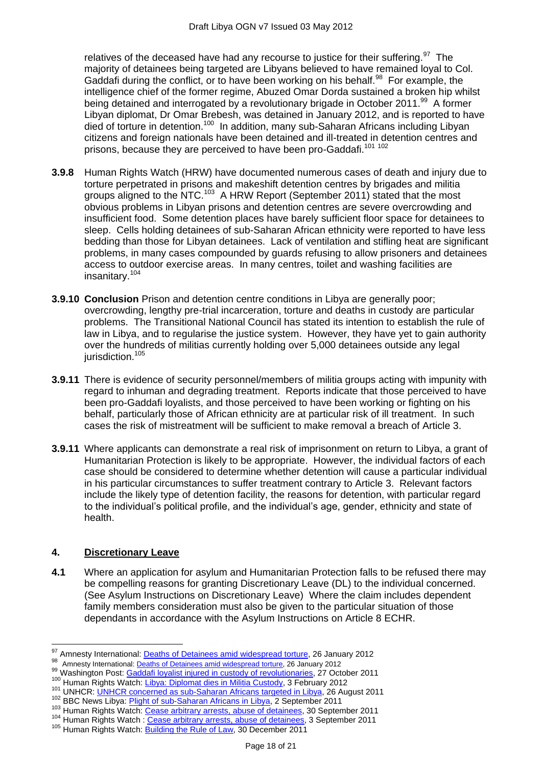relatives of the deceased have had any recourse to justice for their suffering.[97] The majority of detainees being targeted are Libyans believed to have remained loyal to Col. Gaddafi during the conflict, or to have been working on his behalf.[98] For example, the intelligence chief of the former regime, Abuzed Omar Dorda sustained a broken hip whilst being detained and interrogated by a revolutionary brigade in October 2011.[99] A former Libyan diplomat, Dr Omar Brebesh, was detained in January 2012, and is reported to have died of torture in detention.[100] In addition, many sub-Saharan Africans including Libyan citizens and foreign nationals have been detained and ill-treated in detention centres and prisons, because they are perceived to have been pro-Gaddafi.[101] [102]

**3.9.8** Human Rights Watch (HRW) have documented numerous cases of death and injury due to torture perpetrated in prisons and makeshift detention centres by brigades and militia groups aligned to the NTC.[103] A HRW Report (September 2011) stated that the most obvious problems in Libyan prisons and detention centres are severe overcrowding and insufficient food. Some detention places have barely sufficient floor space for detainees to sleep. Cells holding detainees of sub-Saharan African ethnicity were reported to have less bedding than those for Libyan detainees. Lack of ventilation and stifling heat are significant problems, in many cases compounded by guards refusing to allow prisoners and detainees access to outdoor exercise areas. In many centres, toilet and washing facilities are insanitary.[104]

**3.9.10 Conclusion** Prison and detention centre conditions in Libya are generally poor; overcrowding, lengthy pre-trial incarceration, torture and deaths in custody are particular problems. The Transitional National Council has stated its intention to establish the rule of law in Libya, and to regularise the justice system. However, they have yet to gain authority over the hundreds of militias currently holding over 5,000 detainees outside any legal jurisdiction.[105]

**3.9.11** There is evidence of security personnel/members of militia groups acting with impunity with regard to inhuman and degrading treatment. Reports indicate that those perceived to have been pro-Gaddafi loyalists, and those perceived to have been working or fighting on his behalf, particularly those of African ethnicity are at particular risk of ill treatment. In such cases the risk of mistreatment will be sufficient to make removal a breach of Article 3.

**3.9.11** Where applicants can demonstrate a real risk of imprisonment on return to Libya, a grant of Humanitarian Protection is likely to be appropriate. However, the individual factors of each case should be considered to determine whether detention will cause a particular individual in his particular circumstances to suffer treatment contrary to Article 3. Relevant factors include the likely type of detention facility, the reasons for detention, with particular regard to the individual's political profile, and the individual's age, gender, ethnicity and state of health.

## 4. Discretionary Leave

**4.1** Where an application for asylum and Humanitarian Protection falls to be refused there may be compelling reasons for granting Discretionary Leave (DL) to the individual concerned. (See Asylum Instructions on Discretionary Leave) Where the claim includes dependent family members consideration must also be given to the particular situation of those dependants in accordance with the Asylum Instructions on Article 8 ECHR.

---

[97] Amnesty International: Deaths of Detainees amid widespread torture, 26 January 2012
[98] Amnesty International: Deaths of Detainees amid widespread torture, 26 January 2012
[99] Washington Post: Gaddafi loyalist injured in custody of revolutionaries, 27 October 2011
[100] Human Rights Watch: Libya: Diplomat dies in Militia Custody, 3 February 2012
[101] UNHCR: UNHCR concerned as sub-Saharan Africans targeted in Libya, 26 August 2011
[102] BBC News Libya: Plight of sub-Saharan Africans in Libya, 2 September 2011
[103] Human Rights Watch: Cease arbitrary arrests, abuse of detainees, 30 September 2011
[104] Human Rights Watch : Cease arbitrary arrests, abuse of detainees, 3 September 2011
[105] Human Rights Watch: Building the Rule of Law, 30 December 2011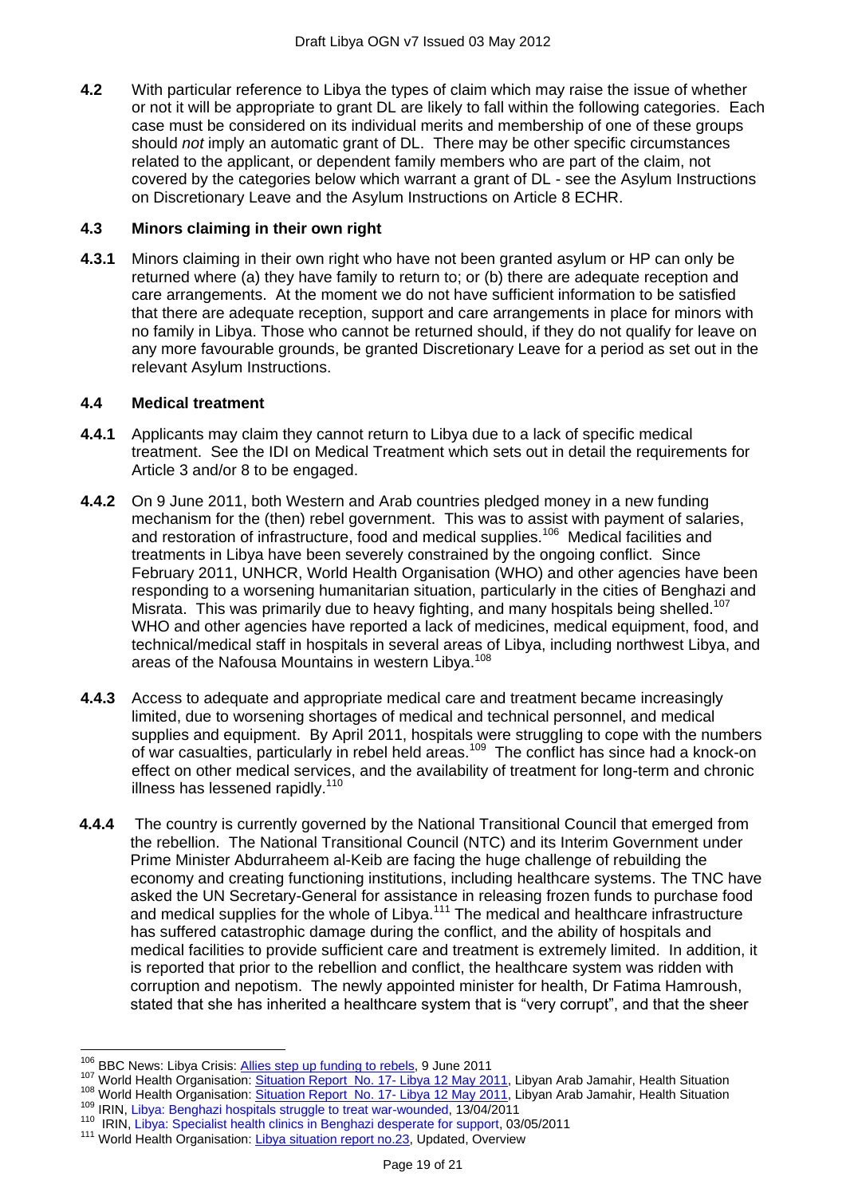**4.2** With particular reference to Libya the types of claim which may raise the issue of whether or not it will be appropriate to grant DL are likely to fall within the following categories. Each case must be considered on its individual merits and membership of one of these groups should *not* imply an automatic grant of DL. There may be other specific circumstances related to the applicant, or dependent family members who are part of the claim, not covered by the categories below which warrant a grant of DL - see the Asylum Instructions on Discretionary Leave and the Asylum Instructions on Article 8 ECHR.

### 4.3 Minors claiming in their own right

**4.3.1** Minors claiming in their own right who have not been granted asylum or HP can only be returned where (a) they have family to return to; or (b) there are adequate reception and care arrangements. At the moment we do not have sufficient information to be satisfied that there are adequate reception, support and care arrangements in place for minors with no family in Libya. Those who cannot be returned should, if they do not qualify for leave on any more favourable grounds, be granted Discretionary Leave for a period as set out in the relevant Asylum Instructions.

### 4.4 Medical treatment

**4.4.1** Applicants may claim they cannot return to Libya due to a lack of specific medical treatment. See the IDI on Medical Treatment which sets out in detail the requirements for Article 3 and/or 8 to be engaged.

**4.4.2** On 9 June 2011, both Western and Arab countries pledged money in a new funding mechanism for the (then) rebel government. This was to assist with payment of salaries, and restoration of infrastructure, food and medical supplies.[106] Medical facilities and treatments in Libya have been severely constrained by the ongoing conflict. Since February 2011, UNHCR, World Health Organisation (WHO) and other agencies have been responding to a worsening humanitarian situation, particularly in the cities of Benghazi and Misrata. This was primarily due to heavy fighting, and many hospitals being shelled.[107] WHO and other agencies have reported a lack of medicines, medical equipment, food, and technical/medical staff in hospitals in several areas of Libya, including northwest Libya, and areas of the Nafousa Mountains in western Libya.[108]

**4.4.3** Access to adequate and appropriate medical care and treatment became increasingly limited, due to worsening shortages of medical and technical personnel, and medical supplies and equipment. By April 2011, hospitals were struggling to cope with the numbers of war casualties, particularly in rebel held areas.[109] The conflict has since had a knock-on effect on other medical services, and the availability of treatment for long-term and chronic illness has lessened rapidly.[110]

**4.4.4** The country is currently governed by the National Transitional Council that emerged from the rebellion. The National Transitional Council (NTC) and its Interim Government under Prime Minister Abdurraheem al-Keib are facing the huge challenge of rebuilding the economy and creating functioning institutions, including healthcare systems. The TNC have asked the UN Secretary-General for assistance in releasing frozen funds to purchase food and medical supplies for the whole of Libya.[111] The medical and healthcare infrastructure has suffered catastrophic damage during the conflict, and the ability of hospitals and medical facilities to provide sufficient care and treatment is extremely limited. In addition, it is reported that prior to the rebellion and conflict, the healthcare system was ridden with corruption and nepotism. The newly appointed minister for health, Dr Fatima Hamroush, stated that she has inherited a healthcare system that is "very corrupt", and that the sheer

---

[106] BBC News: Libya Crisis: Allies step up funding to rebels, 9 June 2011
[107] World Health Organisation: Situation Report No. 17- Libya 12 May 2011, Libyan Arab Jamahir, Health Situation
[108] World Health Organisation: Situation Report No. 17- Libya 12 May 2011, Libyan Arab Jamahir, Health Situation
[109] IRIN, Libya: Benghazi hospitals struggle to treat war-wounded, 13/04/2011
[110] IRIN, Libya: Specialist health clinics in Benghazi desperate for support, 03/05/2011
[111] World Health Organisation: Libya situation report no.23, Updated, Overview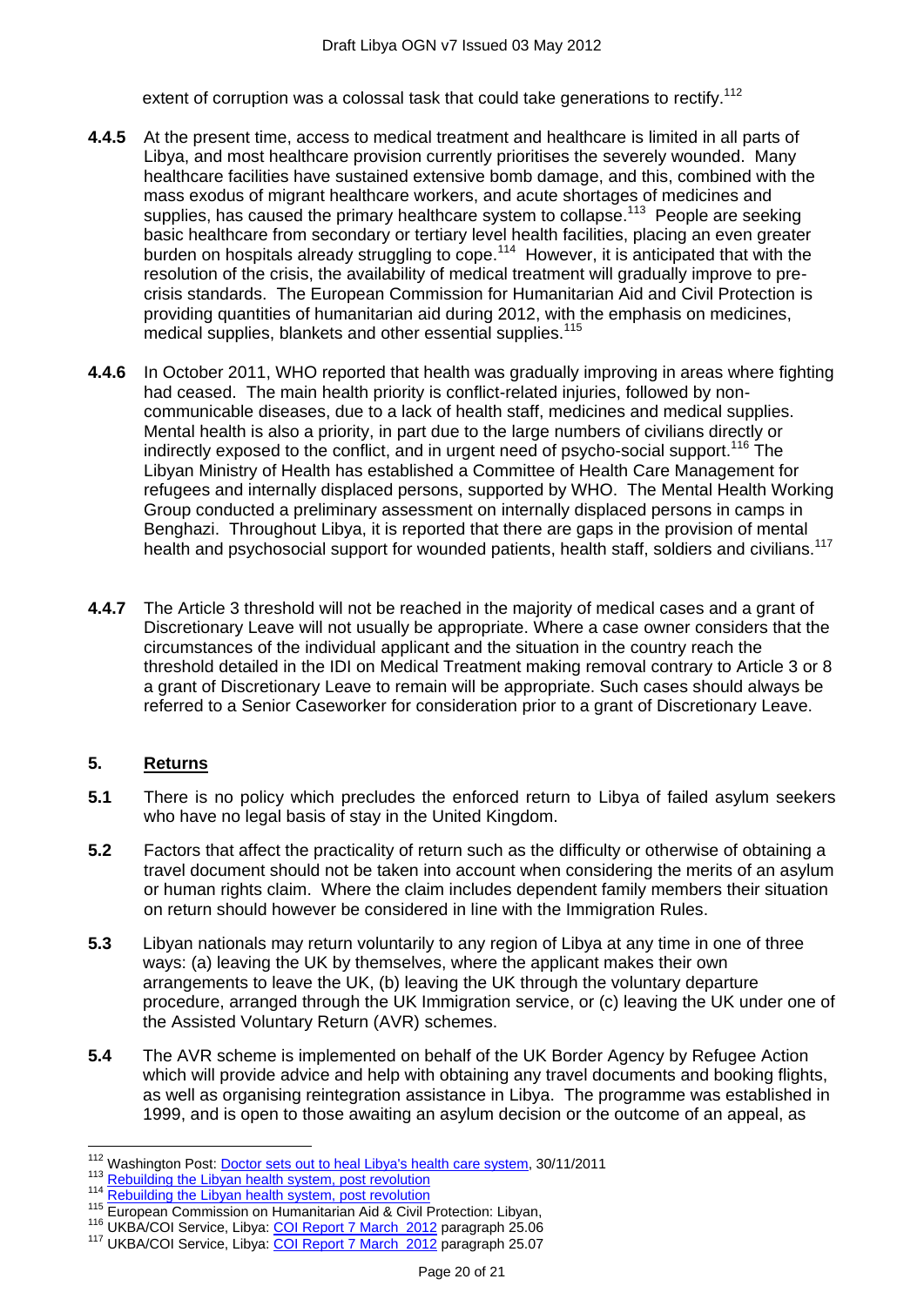extent of corruption was a colossal task that could take generations to rectify.[112]

**4.4.5** At the present time, access to medical treatment and healthcare is limited in all parts of Libya, and most healthcare provision currently prioritises the severely wounded. Many healthcare facilities have sustained extensive bomb damage, and this, combined with the mass exodus of migrant healthcare workers, and acute shortages of medicines and supplies, has caused the primary healthcare system to collapse.[113] People are seeking basic healthcare from secondary or tertiary level health facilities, placing an even greater burden on hospitals already struggling to cope.[114] However, it is anticipated that with the resolution of the crisis, the availability of medical treatment will gradually improve to pre-crisis standards. The European Commission for Humanitarian Aid and Civil Protection is providing quantities of humanitarian aid during 2012, with the emphasis on medicines, medical supplies, blankets and other essential supplies.[115]

**4.4.6** In October 2011, WHO reported that health was gradually improving in areas where fighting had ceased. The main health priority is conflict-related injuries, followed by non-communicable diseases, due to a lack of health staff, medicines and medical supplies. Mental health is also a priority, in part due to the large numbers of civilians directly or indirectly exposed to the conflict, and in urgent need of psycho-social support.[116] The Libyan Ministry of Health has established a Committee of Health Care Management for refugees and internally displaced persons, supported by WHO. The Mental Health Working Group conducted a preliminary assessment on internally displaced persons in camps in Benghazi. Throughout Libya, it is reported that there are gaps in the provision of mental health and psychosocial support for wounded patients, health staff, soldiers and civilians.[117]

**4.4.7** The Article 3 threshold will not be reached in the majority of medical cases and a grant of Discretionary Leave will not usually be appropriate. Where a case owner considers that the circumstances of the individual applicant and the situation in the country reach the threshold detailed in the IDI on Medical Treatment making removal contrary to Article 3 or 8 a grant of Discretionary Leave to remain will be appropriate. Such cases should always be referred to a Senior Caseworker for consideration prior to a grant of Discretionary Leave.

## 5. Returns

**5.1** There is no policy which precludes the enforced return to Libya of failed asylum seekers who have no legal basis of stay in the United Kingdom.

**5.2** Factors that affect the practicality of return such as the difficulty or otherwise of obtaining a travel document should not be taken into account when considering the merits of an asylum or human rights claim. Where the claim includes dependent family members their situation on return should however be considered in line with the Immigration Rules.

**5.3** Libyan nationals may return voluntarily to any region of Libya at any time in one of three ways: (a) leaving the UK by themselves, where the applicant makes their own arrangements to leave the UK, (b) leaving the UK through the voluntary departure procedure, arranged through the UK Immigration service, or (c) leaving the UK under one of the Assisted Voluntary Return (AVR) schemes.

**5.4** The AVR scheme is implemented on behalf of the UK Border Agency by Refugee Action which will provide advice and help with obtaining any travel documents and booking flights, as well as organising reintegration assistance in Libya. The programme was established in 1999, and is open to those awaiting an asylum decision or the outcome of an appeal, as

---

[112] Washington Post: Doctor sets out to heal Libya's health care system, 30/11/2011
[113] Rebuilding the Libyan health system, post revolution
[114] Rebuilding the Libyan health system, post revolution
[115] European Commission on Humanitarian Aid & Civil Protection: Libyan,
[116] UKBA/COI Service, Libya: COI Report 7 March 2012 paragraph 25.06
[117] UKBA/COI Service, Libya: COI Report 7 March 2012 paragraph 25.07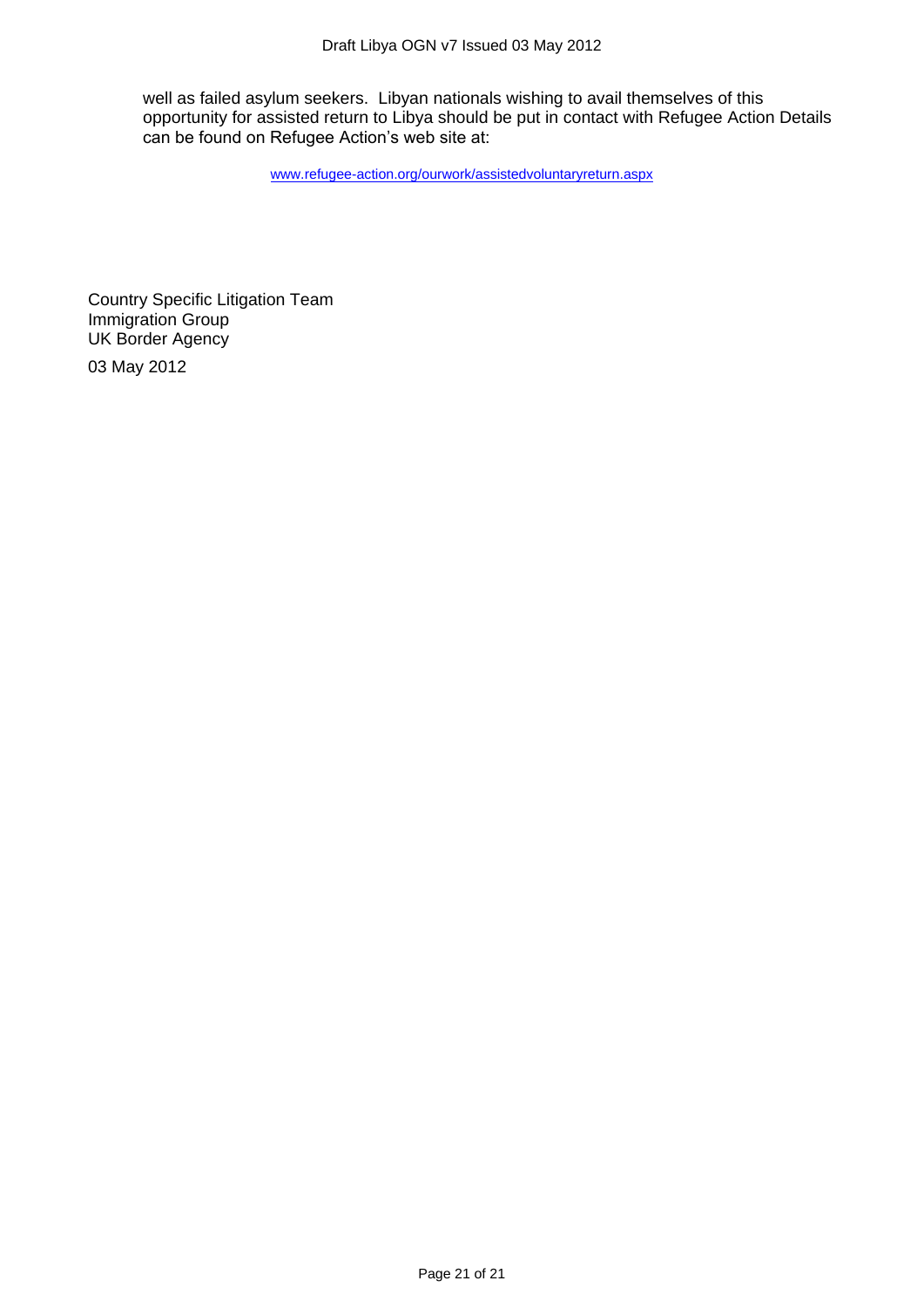well as failed asylum seekers. Libyan nationals wishing to avail themselves of this opportunity for assisted return to Libya should be put in contact with Refugee Action Details can be found on Refugee Action's web site at:

www.refugee-action.org/ourwork/assistedvoluntaryreturn.aspx

Country Specific Litigation Team
Immigration Group
UK Border Agency

03 May 2012